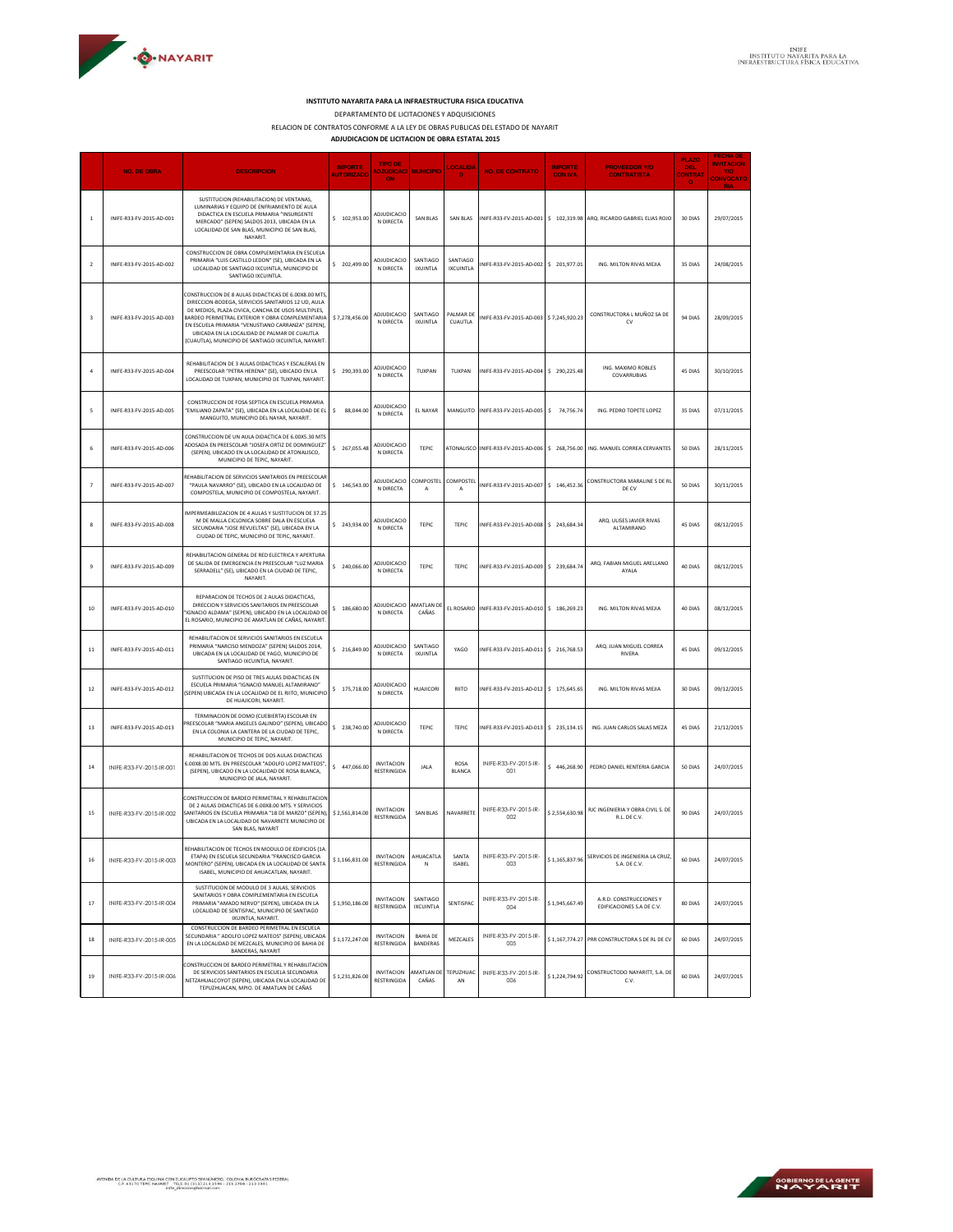**INSTITUTO NAYARITA PARA LA INFRAESTRUCTURA FISICA EDUCATIVA**

DEPARTAMENTO DE LICITACIONES Y ADQUISICIONES

RELACION DE CONTRATOS CONFORME A LA LEY DE OBRAS PUBLICAS DEL ESTADO DE NAYARIT

**ADJUDICACION DE LICITACION DE OBRA ESTATAL 2015**

| | NO. DE OBRA | DESCRIPCION | IMPORTE AUTORIZADO | TIPO DE ADJUDICACION | MUNICIPIO | LOCALIDAD | NO. DE CONTRATO | IMPORTE CON IVA | PROVEEDOR Y/O CONTRATISTA | PLAZO DEL CONTRATO | FECHA DE INVITACION Y/O CONVOCATORIA |
|---|---|---|---|---|---|---|---|---|---|---|---|
| 1 | INIFE-R33-FV-2015-AD-001 | SUSTITUCION (REHABILITACION) DE VENTANAS, LUMINARIAS Y EQUIPO DE ENFRIAMIENTO DE AULA DIDACTICA EN ESCUELA PRIMARIA "INSURGENTE MERCADO" (SEPEN) SALDOS 2013, UBICADA EN LA LOCALIDAD DE SAN BLAS, MUNICIPIO DE SAN BLAS, NAYARIT. | $ 102,953.00 | ADJUDICACION DIRECTA | SAN BLAS | SAN BLAS | INIFE-R33-FV-2015-AD-001 | $ 102,319.98 | ARQ. RICARDO GABRIEL ELIAS ROJO | 30 DIAS | 29/07/2015 |
| 2 | INIFE-R33-FV-2015-AD-002 | CONSTRUCCION DE OBRA COMPLEMENTARIA EN ESCUELA PRIMARIA "LUIS CASTILLO LEDON" (SE), UBICADA EN LA LOCALIDAD DE SANTIAGO IXCUINTLA, MUNICIPIO DE SANTIAGO IXCUINTLA. | $ 202,499.00 | ADJUDICACION DIRECTA | SANTIAGO IXUINTLA | SANTIAGO IXCUINTLA | INIFE-R33-FV-2015-AD-002 | $ 201,977.01 | ING. MILTON RIVAS MEJIA | 35 DIAS | 24/08/2015 |
| 3 | INIFE-R33-FV-2015-AD-003 | CONSTRUCCION DE 8 AULAS DIDACTICAS DE 6.00X8.00 MTS, DIRECCION-BODEGA, SERVICIOS SANITARIOS 12 UD, AULA DE MEDIOS, PLAZA CIVICA, CANCHA DE USOS MULTIPLES, BARDEO PERIMETRAL EXTERIOR Y OBRA COMPLEMENTARIA EN ESCUELA PRIMARIA "VENUSTIANO CARRANZA" (SEPEN), UBICADA EN LA LOCALIDAD DE PALMAR DE CUAUTLA (CUAUTLA), MUNICIPIO DE SANTIAGO IXCUINTLA, NAYARIT. | $ 7,278,456.00 | ADJUDICACION DIRECTA | SANTIAGO IXUINTLA | PALMAR DE CUAUTLA | INIFE-R33-FV-2015-AD-003 | $ 7,245,920.23 | CONSTRUCTORA L MUÑOZ SA DE CV | 94 DIAS | 28/09/2015 |
| 4 | INIFE-R33-FV-2015-AD-004 | REHABILITACION DE 3 AULAS DIDACTICAS Y ESCALERAS EN PREESCOLAR "PETRA HERENA" (SE), UBICADO EN LA LOCALIDAD DE TUXPAN, MUNICIPIO DE TUXPAN, NAYARIT. | $ 290,393.00 | ADJUDICACION DIRECTA | TUXPAN | TUXPAN | INIFE-R33-FV-2015-AD-004 | $ 290,225.48 | ING. MAXIMO ROBLES COVARRUBIAS | 45 DIAS | 30/10/2015 |
| 5 | INIFE-R33-FV-2015-AD-005 | CONSTRUCCION DE FOSA SEPTICA EN ESCUELA PRIMARIA "EMILIANO ZAPATA" (SE), UBICADA EN LA LOCALIDAD DE EL MANGUITO, MUNICIPIO DEL NAYAR, NAYARIT. | $ 88,044.00 | ADJUDICACION DIRECTA | EL NAYAR | MANGUITO | INIFE-R33-FV-2015-AD-005 | $ 74,756.74 | ING. PEDRO TOPETE LOPEZ | 35 DIAS | 07/11/2015 |
| 6 | INIFE-R33-FV-2015-AD-006 | CONSTRUCCION DE UN AULA DIDACTICA DE 6.00X5.30 MTS ADOSADA EN PREESCOLAR "JOSEFA ORTIZ DE DOMINGUEZ" (SEPEN), UBICADO EN LA LOCALIDAD DE ATONALISCO, MUNICIPIO DE TEPIC, NAYARIT. | $ 267,055.48 | ADJUDICACION DIRECTA | TEPIC | ATONALISCO | INIFE-R33-FV-2015-AD-006 | $ 268,756.00 | ING. MANUEL CORREA CERVANTES | 50 DIAS | 28/11/2015 |
| 7 | INIFE-R33-FV-2015-AD-007 | REHABILITACION DE SERVICIOS SANITARIOS EN PREESCOLAR "PAULA NAVARRO" (SE), UBICADO EN LA LOCALIDAD DE COMPOSTELA, MUNICIPIO DE COMPOSTELA, NAYARIT. | $ 146,543.00 | ADJUDICACION DIRECTA | COMPOSTELA | COMPOSTELA | INIFE-R33-FV-2015-AD-007 | $ 146,452.36 | CONSTRUCTORA MARALINE S DE RL DE CV | 50 DIAS | 30/11/2015 |
| 8 | INIFE-R33-FV-2015-AD-008 | IMPERMEABILIZACION DE 4 AULAS Y SUSTITUCION DE 37.25 M DE MALLA CICLONICA SOBRE DALA EN ESCUELA SECUNDARIA "JOSE REVUELTAS" (SE), UBICADA EN LA CIUDAD DE TEPIC, MUNICIPIO DE TEPIC, NAYARIT. | $ 243,934.00 | ADJUDICACION DIRECTA | TEPIC | TEPIC | INIFE-R33-FV-2015-AD-008 | $ 243,684.34 | ARQ. ULISES JAVIER RIVAS ALTAMIRANO | 45 DIAS | 08/12/2015 |
| 9 | INIFE-R33-FV-2015-AD-009 | REHABILITACION GENERAL DE RED ELECTRICA Y APERTURA DE SALIDA DE EMERGENCIA EN PREESCOLAR "LUZ MARIA SERRADELL" (SE), UBICADO EN LA CIUDAD DE TEPIC, NAYARIT. | $ 240,066.00 | ADJUDICACION DIRECTA | TEPIC | TEPIC | INIFE-R33-FV-2015-AD-009 | $ 239,684.74 | ARQ. FABIAN MIGUEL ARELLANO AYALA | 40 DIAS | 08/12/2015 |
| 10 | INIFE-R33-FV-2015-AD-010 | REPARACION DE TECHOS DE 2 AULAS DIDACTICAS, DIRECCION Y SERVICIOS SANITARIOS EN PREESCOLAR "IGNACIO ALDAMA" (SEPEN), UBICADO EN LA LOCALIDAD DE EL ROSARIO, MUNICIPIO DE AMATLAN DE CAÑAS, NAYARIT. | $ 186,680.00 | ADJUDICACION DIRECTA | AMATLAN DE CAÑAS | EL ROSARIO | INIFE-R33-FV-2015-AD-010 | $ 186,269.23 | ING. MILTON RIVAS MEJIA | 40 DIAS | 08/12/2015 |
| 11 | INIFE-R33-FV-2015-AD-011 | REHABILITACION DE SERVICIOS SANITARIOS EN ESCUELA PRIMARIA "NARCISO MENDOZA" (SEPEN) SALDOS 2014, UBICADA EN LA LOCALIDAD DE YAGO, MUNICIPIO DE SANTIAGO IXCUINTLA, NAYARIT. | $ 216,849.00 | ADJUDICACION DIRECTA | SANTIAGO IXUINTLA | YAGO | INIFE-R33-FV-2015-AD-011 | $ 216,768.53 | ARQ. JUAN MIGUEL CORREA RIVERA | 45 DIAS | 09/12/2015 |
| 12 | INIFE-R33-FV-2015-AD-012 | SUSTITUCION DE PISO DE TRES AULAS DIDACTICAS EN ESCUELA PRIMARIA "IGNACIO MANUEL ALTAMIRANO" (SEPEN) UBICADA EN LA LOCALIDAD DE EL RIITO, MUNICIPIO DE HUAJICORI, NAYARIT. | $ 175,718.00 | ADJUDICACION DIRECTA | HUAJICORI | RIITO | INIFE-R33-FV-2015-AD-012 | $ 175,645.65 | ING. MILTON RIVAS MEJIA | 30 DIAS | 09/12/2015 |
| 13 | INIFE-R33-FV-2015-AD-013 | TERMINACION DE DOMO (CUEBIERTA) ESCOLAR EN PREESCOLAR "MARIA ANGELES GALINDO" (SEPEN), UBICADO EN LA COLONIA LA CANTERA DE LA CIUDAD DE TEPIC, MUNICIPIO DE TEPIC, NAYARIT. | $ 238,740.00 | ADJUDICACION DIRECTA | TEPIC | TEPIC | INIFE-R33-FV-2015-AD-013 | $ 235,134.15 | ING. JUAN CARLOS SALAS MEZA | 45 DIAS | 21/12/2015 |
| 14 | INIFE-R33-FV-2015-IR-001 | REHABILITACION DE TECHOS DE DOS AULAS DIDACTICAS 6.00X8.00 MTS. EN PREESCOLAR "ADOLFO LOPEZ MATEOS", (SEPEN), UBICADO EN LA LOCALIDAD DE ROSA BLANCA, MUNICIPIO DE JALA, NAYARIT. | $ 447,066.00 | INVITACION RESTRINGIDA | JALA | ROSA BLANCA | INIFE-R33-FV-2015-IR-001 | $ 446,268.90 | PEDRO DANIEL RENTERIA GARCIA | 50 DIAS | 24/07/2015 |
| 15 | INIFE-R33-FV-2015-IR-002 | CONSTRUCCION DE BARDEO PERIMETRAL Y REHABILITACION DE 2 AULAS DIDACTICAS DE 6.00X8.00 MTS. Y SERVICIOS SANITARIOS EN ESCUELA PRIMARIA "18 DE MARZO" (SEPEN), UBICADA EN LA LOCALIDAD DE NAVARRETE MUNICIPIO DE SAN BLAS, NAYARIT | $ 2,561,814.00 | INVITACION RESTRINGIDA | SAN BLAS | NAVARRETE | INIFE-R33-FV-2015-IR-002 | $ 2,554,630.98 | RJC INGENIERIA Y OBRA CIVIL S. DE R.L. DE C.V. | 90 DIAS | 24/07/2015 |
| 16 | INIFE-R33-FV-2015-IR-003 | REHABILITACION DE TECHOS EN MODULO DE EDIFICIOS (1A. ETAPA) EN ESCUELA SECUNDARIA "FRANCISCO GARCIA MONTERO" (SEPEN), UBICADA EN LA LOCALIDAD DE SANTA ISABEL, MUNICIPIO DE AHUACATLAN, NAYARIT. | $ 1,166,831.00 | INVITACION RESTRINGIDA | AHUACATLAN | SANTA ISABEL | INIFE-R33-FV-2015-IR-003 | $ 1,165,837.96 | SERVICIOS DE INGENIERIA LA CRUZ, S.A. DE C.V. | 60 DIAS | 24/07/2015 |
| 17 | INIFE-R33-FV-2015-IR-004 | SUSTITUCION DE MODULO DE 3 AULAS, SERVICIOS SANITARIOS Y OBRA COMPLEMENTARIA EN ESCUELA PRIMARIA "AMADO NERVO" (SEPEN), UBICADA EN LA LOCALIDAD DE SENTISPAC, MUNICIPIO DE SANTIAGO IXUINTLA, NAYARIT. | $ 1,950,186.00 | INVITACION RESTRINGIDA | SANTIAGO IXCUINTLA | SENTISPAC | INIFE-R33-FV-2015-IR-004 | $ 1,945,667.49 | A.R.D. CONSTRUCCIONES Y EDIFICACIONES S.A DE C.V. | 80 DIAS | 24/07/2015 |
| 18 | INIFE-R33-FV-2015-IR-005 | CONSTRUCCION DE BARDEO PERIMETRAL EN ESCUELA SECUNDARIA " ADOLFO LOPEZ MATEOS" (SEPEN), UBICADA EN LA LOCALIDAD DE MEZCALES, MUNICIPIO DE BAHIA DE BANDERAS, NAYARIT | $ 1,172,247.00 | INVITACION RESTRINGIDA | BAHIA DE BANDERAS | MEZCALES | INIFE-R33-FV-2015-IR-005 | $ 1,167,774.27 | PRR CONSTRUCTORA S DE RL DE CV | 60 DIAS | 24/07/2015 |
| 19 | INIFE-R33-FV-2015-IR-006 | CONSTRUCCION DE BARDEO PERIMETRAL Y REHABILITACION DE SERVICIOS SANITARIOS EN ESCUELA SECUNDARIA NETZAHUALCOYOT (SEPEN), UBICADA EN LA LOCALIDAD DE TEPUZHUACAN, MPIO. DE AMATLAN DE CAÑAS | $ 1,231,826.00 | INVITACION RESTRINGIDA | AMATLAN DE CAÑAS | TEPUZHUACAN | INIFE-R33-FV-2015-IR-006 | $ 1,224,794.92 | CONSTRUCTODO NAYARITT, S.A. DE C.V. | 60 DIAS | 24/07/2015 |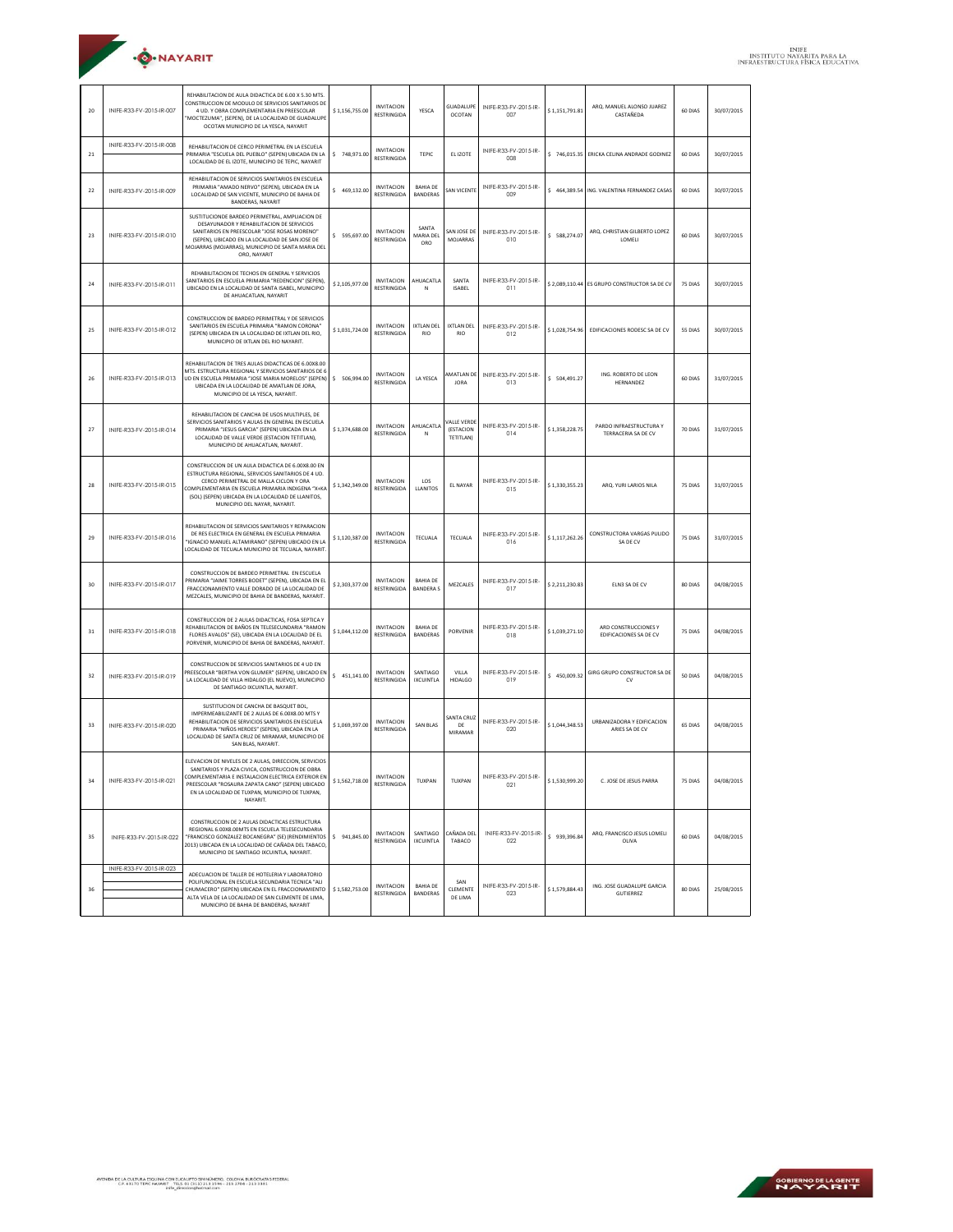| 20 | INIFE-R33-FV-2015-IR-007 | REHABILITACION DE AULA DIDACTICA DE 6.00 X 5.30 MTS. CONSTRUCCION DE MODULO DE SERVICIOS SANITARIOS DE 4 UD. Y OBRA COMPLEMENTARIA EN PREESCOLAR "MOCTEZUMA", (SEPEN), DE LA LOCALIDAD DE GUADALUPE OCOTAN MUNICIPIO DE LA YESCA, NAYARIT | $ 1,156,755.00 | INVITACION RESTRINGIDA | YESCA | GUADALUPE OCOTAN | INIFE-R33-FV-2015-IR-007 | $ 1,151,791.81 | ARQ. MANUEL ALONSO JUAREZ CASTAÑEDA | 60 DIAS | 30/07/2015 |
|---|---|---|---|---|---|---|---|---|---|---|---|
| 21 | INIFE-R33-FV-2015-IR-008 | REHABILITACION DE CERCO PERIMETRAL EN LA ESCUELA PRIMARIA "ESCUELA DEL PUEBLO" (SEPEN) UBICADA EN LA LOCALIDAD DE EL IZOTE, MUNICIPIO DE TEPIC, NAYARIT | $ 748,971.00 | INVITACION RESTRINGIDA | TEPIC | EL IZOTE | INIFE-R33-FV-2015-IR-008 | $ 746,015.35 | ERICKA CELINA ANDRADE GODINEZ | 60 DIAS | 30/07/2015 |
| 22 | INIFE-R33-FV-2015-IR-009 | REHABILITACION DE SERVICIOS SANITARIOS EN ESCUELA PRIMARIA "AMADO NERVO" (SEPEN), UBICADA EN LA LOCALIDAD DE SAN VICENTE, MUNICIPIO DE BAHIA DE BANDERAS, NAYARIT | $ 469,132.00 | INVITACION RESTRINGIDA | BAHIA DE BANDERAS | SAN VICENTE | INIFE-R33-FV-2015-IR-009 | $ 464,389.54 | ING. VALENTINA FERNANDEZ CASAS | 60 DIAS | 30/07/2015 |
| 23 | INIFE-R33-FV-2015-IR-010 | SUSTITUCIONDE BARDEO PERIMETRAL, AMPLIACION DE DESAYUNADOR Y REHABILITACION DE SERVICIOS SANITARIOS EN PREESCOLAR "JOSE ROSAS MORENO" (SEPEN), UBICADO EN LA LOCALIDAD DE SAN JOSE DE MOJARRAS (MOJARRAS), MUNICIPIO DE SANTA MARIA DEL ORO, NAYARIT | $ 595,697.00 | INVITACION RESTRINGIDA | SANTA MARIA DEL ORO | SAN JOSE DE MOJARRAS | INIFE-R33-FV-2015-IR-010 | $ 588,274.07 | ARQ. CHRISTIAN GILBERTO LOPEZ LOMELI | 60 DIAS | 30/07/2015 |
| 24 | INIFE-R33-FV-2015-IR-011 | REHABILITACION DE TECHOS EN GENERAL Y SERVICIOS SANITARIOS EN ESCUELA PRIMARIA "REDENCION" (SEPEN), UBICADO EN LA LOCALIDAD DE SANTA ISABEL, MUNICIPIO DE AHUACATLAN, NAYARIT | $ 2,105,977.00 | INVITACION RESTRINGIDA | AHUACATLAN | SANTA ISABEL | INIFE-R33-FV-2015-IR-011 | $ 2,089,110.44 | ES GRUPO CONSTRUCTOR SA DE CV | 75 DIAS | 30/07/2015 |
| 25 | INIFE-R33-FV-2015-IR-012 | CONSTRUCCION DE BARDEO PERIMETRAL Y DE SERVICIOS SANITARIOS EN ESCUELA PRIMARIA "RAMON CORONA" (SEPEN) UBICADA EN LA LOCALIDAD DE IXTLAN DEL RIO, MUNICIPIO DE IXTLAN DEL RIO NAYARIT. | $ 1,031,724.00 | INVITACION RESTRINGIDA | IXTLAN DEL RIO | IXTLAN DEL RIO | INIFE-R33-FV-2015-IR-012 | $ 1,028,754.96 | EDIFICACIONES RODESC SA DE CV | 55 DIAS | 30/07/2015 |
| 26 | INIFE-R33-FV-2015-IR-013 | REHABILITACION DE TRES AULAS DIDACTICAS DE 6.00X8.00 MTS. ESTRUCTURA REGIONAL Y SERVICIOS SANITARIOS DE 6 UD EN ESCUELA PRIMARIA "JOSE MARIA MORELOS" (SEPEN) UBICADA EN LA LOCALIDAD DE AMATLAN DE JORA, MUNICIPIO DE LA YESCA, NAYARIT. | $ 506,994.00 | INVITACION RESTRINGIDA | LA YESCA | AMATLAN DE JORA | INIFE-R33-FV-2015-IR-013 | $ 504,491.27 | ING. ROBERTO DE LEON HERNANDEZ | 60 DIAS | 31/07/2015 |
| 27 | INIFE-R33-FV-2015-IR-014 | REHABILITACION DE CANCHA DE USOS MULTIPLES, DE SERVICIOS SANITARIOS Y AULAS EN GENERAL EN ESCUELA PRIMARIA "JESUS GARCIA" (SEPEN) UBICADA EN LA LOCALIDAD DE VALLE VERDE (ESTACION TETITLAN), MUNICIPIO DE AHUACATLAN, NAYARIT. | $ 1,374,688.00 | INVITACION RESTRINGIDA | AHUACATLAN | VALLE VERDE (ESTACION TETITLAN) | INIFE-R33-FV-2015-IR-014 | $ 1,358,228.75 | PARDO INFRAESTRUCTURA Y TERRACERIA SA DE CV | 70 DIAS | 31/07/2015 |
| 28 | INIFE-R33-FV-2015-IR-015 | CONSTRUCCION DE UN AULA DIDACTICA DE 6.00X8.00 EN ESTRUCTURA REGIONAL, SERVICIOS SANITARIOS DE 4 UD. CERCO PERIMETRAL DE MALLA CICLON Y ORA COMPLEMENTARIA EN ESCUELA PRIMARIA INDIGENA "X+KA (SOL) (SEPEN) UBICADA EN LA LOCALIDAD DE LLANITOS, MUNICIPIO DEL NAYAR, NAYARIT. | $ 1,342,349.00 | INVITACION RESTRINGIDA | LOS LLANITOS | EL NAYAR | INIFE-R33-FV-2015-IR-015 | $ 1,330,355.23 | ARQ. YURI LARIOS NILA | 75 DIAS | 31/07/2015 |
| 29 | INIFE-R33-FV-2015-IR-016 | REHABILITACION DE SERVICIOS SANITARIOS Y REPARACION DE RES ELECTRICA EN GENERAL EN ESCUELA PRIMARIA "IGNACIO MANUEL ALTAMIRANO" (SEPEN) UBICADO EN LA LOCALIDAD DE TECUALA MUNICIPIO DE TECUALA, NAYARIT. | $ 1,120,387.00 | INVITACION RESTRINGIDA | TECUALA | TECUALA | INIFE-R33-FV-2015-IR-016 | $ 1,117,262.26 | CONSTRUCTORA VARGAS PULIDO SA DE CV | 75 DIAS | 31/07/2015 |
| 30 | INIFE-R33-FV-2015-IR-017 | CONSTRUCCION DE BARDEO PERIMETRAL EN ESCUELA PRIMARIA "JAIME TORRES BODET" (SEPEN), UBICADA EN EL FRACCIONAMIENTO VALLE DORADO DE LA LOCALIDAD DE MEZCALES, MUNICIPIO DE BAHIA DE BANDERAS, NAYARIT. | $ 2,303,377.00 | INVITACION RESTRINGIDA | BAHIA DE BANDERAS | MEZCALES | INIFE-R33-FV-2015-IR-017 | $ 2,211,230.83 | ELN3 SA DE CV | 80 DIAS | 04/08/2015 |
| 31 | INIFE-R33-FV-2015-IR-018 | CONSTRUCCION DE 2 AULAS DIDACTICAS, FOSA SEPTICA Y REHABILITACION DE BAÑOS EN TELESECUNDARIA "RAMON FLORES AVALOS" (SE), UBICADA EN LA LOCALIDAD DE EL PORVENIR, MUNICIPIO DE BAHIA DE BANDERAS, NAYARIT. | $ 1,044,112.00 | INVITACION RESTRINGIDA | BAHIA DE BANDERAS | PORVENIR | INIFE-R33-FV-2015-IR-018 | $ 1,039,271.10 | ARD CONSTRUCCIONES Y EDIFICACIONES SA DE CV | 75 DIAS | 04/08/2015 |
| 32 | INIFE-R33-FV-2015-IR-019 | CONSTRUCCION DE SERVICIOS SANITARIOS DE 4 UD EN PREESCOLAR "BERTHA VON GLUMER" (SEPEN), UBICADO EN LA LOCALIDAD DE VILLA HIDALGO (EL NUEVO), MUNICIPIO DE SANTIAGO IXCUINTLA, NAYARIT. | $ 451,141.00 | INVITACION RESTRINGIDA | SANTIAGO IXCUINTLA | VILLA HIDALGO | INIFE-R33-FV-2015-IR-019 | $ 450,009.32 | GIRG GRUPO CONSTRUCTOR SA DE CV | 50 DIAS | 04/08/2015 |
| 33 | INIFE-R33-FV-2015-IR-020 | SUSTITUCION DE CANCHA DE BASQUET BOL, IMPERMEABILIZANTE DE 2 AULAS DE 6.00X8.00 MTS Y REHABILITACION DE SERVICIOS SANITARIOS EN ESCUELA PRIMARIA "NIÑOS HEROES" (SEPEN), UBICADA EN LA LOCALIDAD DE SANTA CRUZ DE MIRAMAR, MUNICIPIO DE SAN BLAS, NAYARIT. | $ 1,069,397.00 | INVITACION RESTRINGIDA | SAN BLAS | SANTA CRUZ DE MIRAMAR | INIFE-R33-FV-2015-IR-020 | $ 1,044,348.53 | URBANIZADORA Y EDIFICACION ARIES SA DE CV | 65 DIAS | 04/08/2015 |
| 34 | INIFE-R33-FV-2015-IR-021 | ELEVACION DE NIVELES DE 2 AULAS, DIRECCION, SERVICIOS SANITARIOS Y PLAZA CIVICA, CONSTRUCCION DE OBRA COMPLEMENTARIA E INSTALACION ELECTRICA EXTERIOR EN PREESCOLAR "ROSAURA ZAPATA CANO" (SEPEN) UBICADO EN LA LOCALIDAD DE TUXPAN, MUNICIPIO DE TUXPAN, NAYARIT. | $ 1,562,718.00 | INVITACION RESTRINGIDA | TUXPAN | TUXPAN | INIFE-R33-FV-2015-IR-021 | $ 1,530,999.20 | C. JOSE DE JESUS PARRA | 75 DIAS | 04/08/2015 |
| 35 | INIFE-R33-FV-2015-IR-022 | CONSTRUCCION DE 2 AULAS DIDACTICAS ESTRUCTURA REGIONAL 6.00X8.00MTS EN ESCUELA TELESECUNDARIA "FRANCISCO GONZALEZ BOCANEGRA" (SE) (RENDIMIENTOS 2013) UBICADA EN LA LOCALIDAD DE CAÑADA DEL TABACO, MUNICIPIO DE SANTIAGO IXCUINTLA, NAYARIT. | $ 941,845.00 | INVITACION RESTRINGIDA | SANTIAGO IXCUINTLA | CAÑADA DEL TABACO | INIFE-R33-FV-2015-IR-022 | $ 939,396.84 | ARQ. FRANCISCO JESUS LOMELI OLIVA | 60 DIAS | 04/08/2015 |
| 36 | INIFE-R33-FV-2015-IR-023 | ADECUACION DE TALLER DE HOTELERIA Y LABORATORIO POLIFUNCIONAL EN ESCUELA SECUNDARIA TECNICA "ALI CHUMACERO" (SEPEN) UBICADA EN EL FRACCIONAMIENTO ALTA VELA DE LA LOCALIDAD DE SAN CLEMENTE DE LIMA, MUNICIPIO DE BAHIA DE BANDERAS, NAYARIT | $ 1,582,753.00 | INVITACION RESTRINGIDA | BAHIA DE BANDERAS | SAN CLEMENTE DE LIMA | INIFE-R33-FV-2015-IR-023 | $ 1,579,884.43 | ING. JOSE GUADALUPE GARCIA GUTIERREZ | 80 DIAS | 25/08/2015 |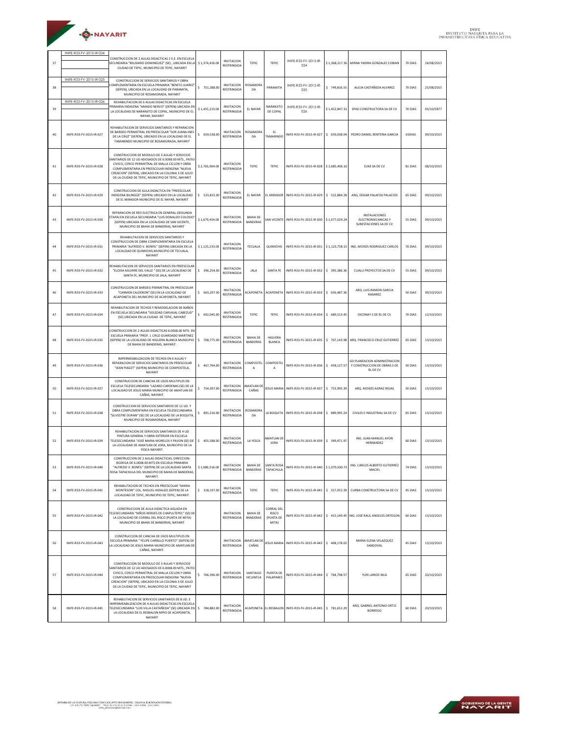| | | | | | | | | | | | |
|---|---|---|---|---|---|---|---|---|---|---|---|
| 37 | INIFE-R33-FV-2015-IR-024 | CONSTRUCCION DE 2 AULAS DIDACTICAS 2 E.E. EN ESCUELA SECUNDARIA "BELISARIO DOMINGUEZ" (SE) , UBICADA EN LA CIUDAD DE TEPIC, MUNICIPIO DE TEPIC, NAYARIT | $ 1,374,426.00 | INVITACION RESTRINGIDA | TEPIC | TEPIC | INIFE-R33-FV-2015-IR-024 | $ 1,368,217.36 | MIRNA YADIRA GONZALEZ COBIAN | 70 DIAS | 24/08/2015 |
| 38 | INIFE-R33-FV-2015-IR-025 | CONSTRUCCION DE SERVICIOS SANITARIOS Y OBRA COMPLEMENTARIA EN ESCUELA PRIMARIA "BENITO JUAREZ" (SEPEN), UBICADA EN LA LOCALIDAD DE PARAMITA, MUNICIPIO DE ROSAMORADA, NAYARIT | $ 751,288.00 | INVITACION RESTRINGIDA | ROSAMORADA | PARAMITA | INIFE-R33-FV-2015-IR-025 | $ 749,816.55 | ALICIA CASTAÑEDA ALVAREZ | 70 DIAS | 25/08/2015 |
| 39 | INIFE-R33-FV-2015-IR-026 | REHABILITACION DE 6 AULAS DIDACTICAS EN ESCUELA PRIMARIA INDIGENA "AMADO NERVO" (SEPEN) UBICADA EN LA LOCALIDAD DE NARANJITO DE COPAL, MUNICIPIO DE EL NAYAR, NAYARIT | $ 1,455,213.00 | INVITACION RESTRINGIDA | EL NAYAR | NARANJITO DE COPAL | INIFE-R33-FV-2015-IR-026 | $ 1,452,847.31 | SPAD CONSTRUCTORA SA DE CV | 70 DIAS | 03/10/5877 |
| 40 | INIFE-R33-FV-2015-IR-027 | REHABILITACION DE SERVICIOS SANITARIOS Y REPARACION DE BARDEO PERIMETRAL EN PREESCOLAR "SOR JUANA INES DE LA CRUZ" (SEPEN), UBICADO EN LA LOCALIDAD DE EL TAMARINDO MUNICIPIO DE ROSAMORADA, NAYARIT | $ 659,538.00 | INVITACION RESTRINGIDA | ROSAMORADA | EL TAMARINDO | INIFE-R33-FV-2015-IR-027 | $ 659,038.04 | PEDRO DANIEL RENTERIA GARCIA | 65DIAS | 09/10/2015 |
| 41 | INIFE-R33-FV-2015-IR-028 | CONSTRUCCION DE MODULO DE 3 AULAS Y SERVICIOS SANITARIOS DE 12 UD ADOSADOS DE 6.00X8.00 MTS., PATIO CIVICO, CERCO PERIMETRAL DE MALLA CICLON Y OBRA COMPLEMENTARIA EN PREESCOLAR INDIGENA "NUEVA CREACION" (SEPEN), UBICADO EN LA COLONIA 3 DE JULIO DE LA CIUDAD DE TEPIC, MUNICIPIO DE TEPIC, NAYARIT | $ 2,765,964.00 | INVITACION RESTRINGIDA | TEPIC | TEPIC | INIFE-R33-FV-2015-IR-028 | $ 2,685,406.16 | ELN3 SA DE CV | 81 DIAS | 08/10/2015 |
| 42 | INIFE-R33-FV-2015-IR-029 | CONSTRUCCION DE AULA DIDACTICA EN "PREESCOLAR INDIGENA BILINGÜE" (SEPEN) UBICADO EN LA LOCALIDAD DE EL MIRADOR MUNICIPIO DE EL NAYAR, NAYARIT | $ 523,815.00 | INVITACION RESTRINGIDA | EL NAYAR | EL MIRADOR | INIFE-R33-FV-2015-IR-029 | $ 522,884.28 | ARQ. EDGAR PALAFOX PALACIOS | 65 DIAS | 09/10/2015 |
| 43 | INIFE-R33-FV-2015-IR-030 | REPARACION DE RED ELECTRICA EN GENERAL (SEGUNDA ETAPA) EN ESCUELA SECUNDARIA "LUIS DONALDO COLOSIO" (SEPEN) UBICADA EN LA LOCALIDAD DE SAN VICENTE, MUNICIPIO DE BAHIA DE BANDERAS, NAYARIT | $ 1,679,454.00 | INVITACION RESTRINGIDA | BAHIA DE BANDERAS | SAN VICENTE | INIFE-R33-FV-2015-IR-030 | $ 1,677,029.24 | INSTALACIONES ELECTROMECANICAS Y SUBESTACIONES SA DE CV | 55 DIAS | 09/10/2015 |
| 44 | INIFE-R33-FV-2015-IR-031 | REHABILITACION DE SERVICIOS SANITARIOS Y CONSTRUCCION DE OBRA COMPLEMENTARIA EN ESCUELA PRIMARIA "ALFREDO V. BONFIL" (SEPEN) UBICADA EN LA LOCALIDAD DE QUIMICHIS,MUNICIPIO DE TECUALA, NAYARIT | $ 1,125,233.00 | INVITACION RESTRINGIDA | TECUALA | QUIMICHIS | INIFE-R33-FV-2015-IR-031 | $ 1,123,758.15 | ING. MOISES RODRIGUEZ CARLOS | 70 DIAS | 09/10/2015 |
| 45 | INIFE-R33-FV-2015-IR-032 | REHABILITACION DE SERVICIOS SANITARIOS EN PREESCOLAR "ELOISA AGUIRRE DEL VALLE " (SE) DE LA LOCALIDAD DE SANTA FE, MUNICIPIO DE JALA, NAYARIT | $ 396,254.00 | INVITACION RESTRINGIDA | JALA | SANTA FE | INIFE-R33-FV-2015-IR-032 | $ 395,386.36 | CUALLI PROYECTOS SA DE CV | 55 DIAS | 09/10/2015 |
| 46 | INIFE-R33-FV-2015-IR-033 | CONSTRUCCION DE BARDEO PERIMETRAL EN PREESCOLAR "CARMEN CALDERON" (SE) EN LA LOCALIDAD DE ACAPONETA DEL MUNICIPIO DE ACAPONETA, NAYARIT | $ 663,297.00 | INVITACION RESTRINGIDA | ACAPONETA | ACAPONETA | INIFE-R33-FV-2015-IR-033 | $ 656,487.36 | ARQ. LUIS RAMON GARCIA RAMIREZ | 50 DIAS | 09/10/2015 |
| 47 | INIFE-R33-FV-2015-IR-034 | REHABILITACION DE TECHOS Y REMODELACION DE BAÑOS EN ESCUELA SECUNDARIA "SOLEDAD CARVAJAL CABEZUD" (SE) UBICADA EN LA CIUDAD DE TEPIC, NAYARIT | $ 692,045.00 | INVITACION RESTRINGIDA | TEPIC | TEPIC | INIFE-R33-FV-2015-IR-034 | $ 689,513.45 | DICONAY S DE RL DE CV | 70 DIAS | 12/10/2015 |
| 48 | INIFE-R33-FV-2015-IR-035 | CONSTRUCCION DE 2 AULAS DIDACTICAS 6.00X8.00 MTS. EN ESCUELA PRIMARIA "PROF. J. CRUZ GUARDADO MARTINEZ (SEPEN) DE LA LOCALIDAD DE HIGUERA BLANCA MUNICIPIO DE BAHIA DE BANDERAS, NAYARIT. | $ 768,775.00 | INVITACION RESTRINGIDA | BAHIA DE BANDERAS | HIGUERA BLANCA | INIFE-R33-FV-2015-IR-035 | $ 767,143.98 | ARQ. FRANCISCO CRUZ GUTIERREZ | 65 DIAS | 13/10/2015 |
| 49 | INIFE-R33-FV-2015-IR-036 | IMPERMEABILIZACION DE TECHOS EN 6 AULAS Y REPARACION DE SERVICIOS SANITARIOS EN PREESCOLAR "JEAN PIAGET" (SEPEN) MUNICIPIO DE COMPOSTELA, NAYARIT | $ 467,764.00 | INVITACION RESTRINGIDA | COMPOSTELA | COMPOSTELA | INIFE-R33-FV-2015-IR-036 | $ 458,127.57 | GD PLANEACION ADMINISTRACION Y CONSTRUCCION DE OBRAS S DE RL DE CV | 50 DIAS | 13/10/2015 |
| 50 | INIFE-R33-FV-2015-IR-037 | CONSTRUCCION DE CANCHA DE USOS MULTIPLES EN ESCUELA TELESECUNDARIA "LAZARO CARDENAS (SE) DE LA LOCALIDAD DE JESUS MARIA MUNICIPIO DE AMATLAN DE CAÑAS, NAYARIT. | $ 754,397.00 | INVITACION RESTRINGIDA | AMATLAN DE CAÑAS | JESUS MARIA | INIFE-R33-FV-2015-IR-037 | $ 753,995.39 | ARQ. MOISES AGRAZ ROJAS | 50 DIAS | 13/10/2015 |
| 51 | INIFE-R33-FV-2015-IR-038 | CONSTRUCCION DE SERVICIOS SANITARIOS DE 12 UD. Y OBRA COMPLEMENTARIA EN ESCUELA TELESECUNDARIA "SILVESTRE DURAN" (SE) DE LA LOCALIDAD DE LA BOQUITA, MUNICIPIO DE ROSAMORADA, NAYARIT | $ 891,216.00 | INVITACION RESTRINGIDA | ROSAMORADA | LA BOQUITA | INIFE-R33-FV-2015-IR-038 | $ 889,995.24 | CIVILES E INDUSTRIAL SA DE CV | 65 DIAS | 13/10/2015 |
| 52 | INIFE-R33-FV-2015-IR-039 | REHABILITACION DE SERVICIOS SANITARIOS DE 4 UD PINTURA GENERAL Y OBRA EXTERIOR EN ESCUELA TELESECUNDARIA "JOSE MARIA MORELOS Y PAVON (SE) DE LA LOCALIDAD DE AMATLAN DE JORA, MUNICIPIO DE LA YESCA NAYARIT. | $ 401,588.00 | INVITACION RESTRINGIDA | LA YESCA | AMATLAN DE JORA | INIFE-R33-FV-2015-IR-039 | $ 399,971.97 | ING. JUAN MANUEL AYON HERNANDEZ | 60 DIAS | 13/10/2015 |
| 53 | INIFE-R33-FV-2015-IR-040 | CONSTRUCCION DE 2 AULAS DIDACTICAS, DIRECCION-BODEGA DE 6.00X8.00 MTS EN ESCUELA PRIMARIA "ALFREDO V. BONFIL" (SEPEN) DE LA LOCALIDAD SANTA ROSA TAPACHULA DEL MUNICIPIO DE BAHIA DE BANDERAS, NAYARIT. | $ 1,086,516.00 | INVITACION RESTRINGIDA | BAHIA DE BANDERAS | SANTA ROSA TAPACHULA | INIFE-R33-FV-2015-IR-040 | $ 1,079,500.73 | ING. CARLOS ALBERTO GUTIERREZ MACIEL | 74 DIAS | 13/10/2015 |
| 54 | INIFE-R33-FV-2015-IR-041 | REHABILITACION DE TECHOS EN PREESCOLAR "MARIA MONTESORI" COL. MIGUEL HIDALGO (SEPEN) DE LA LOCALIDAD DE TEPIC, MUNICIPIO DE TEPIC, NAYARIT. | $ 318,197.00 | INVITACION RESTRINGIDA | TEPIC | TEPIC | INIFE-R33-FV-2015-IR-041 | $ 317,052.39 | CURBA CONSTRUCTORA SA DE CV | 45 DIAS | 13/10/2015 |
| 55 | INIFE-R33-FV-2015-IR-042 | CONSTRUCCION DE AULA DIDACTICA AISLADA EN TELESECUNDARIA "NIÑOS HEROES DE CHAPULTEPEC" (SE) DE LA LOCALIDAD DE CORRAL DEL RISCO (PUNTA DE MITA) MUNICIPIO DE BAHIA DE BANDERAS, NAYARIT | | INVITACION RESTRINGIDA | BAHIA DE BANDERAS | CORRAL DEL RISCO (PUNTA DE MITA) | INIFE-R33-FV-2015-IR-042 | $ 415,149.45 | ING. JOSE RAUL ANGELES ORTEGON | 60 DIAS | 13/10/2015 |
| 56 | INIFE-R33-FV-2015-IR-043 | CONSTRUCCION DE CANCHA DE USOS MULTIPLES EN ESCUELA PRIMARIA " FELIPE CARRILLO PUERTO" (SEPEN) DE LA LOCALIDAD DE JESUS MARIA MUNICIPIO DE AMATLAN DE CAÑAS, NAYARIT. | | INVITACION RESTRINGIDA | AMATLAN DE CAÑAS | JESUS MARIA | INIFE-R33-FV-2015-IR-043 | $ 408,178.02 | MARIA ELENA VELAZQUEZ SANDOVAL | 45 DIAS | 13/10/2015 |
| 57 | INIFE-R33-FV-2015-IR-044 | CONSTRUCCION DE MODULO DE 3 AULAS Y SERVICIOS SANITARIOS DE 12 UD ADOSADOS DE 6.00X8.00 MTS., PATIO CIVICO, CERCO PERIMETRAL DE MALLA CICLON Y OBRA COMPLEMENTARIA EN PREESCOLAR INDIGENA "NUEVA CREACION" (SEPEN), UBICADO EN LA COLONIA 3 DE JULIO DE LA CIUDAD DE TEPIC, MUNICIPIO DE TEPIC, NAYARIT | $ 766,396.00 | INVITACION RESTRINGIDA | SANTIAGO IXCUINTLA | PUERTA DE PALAPARES | INIFE-R33-FV-2015-IR-044 | $ 764,798.57 | YURI LARIOS NILA | 65 DIAS | 20/10/2015 |
| 58 | INIFE-R33-FV-2015-IR-045 | REHABILITACION DE SERVICIOS SANITARIOS DE 8 UD. E IMPERMEABILIZACION DE 4 AULAS DIDACTICAS EN ESCUELA TELESECUNDARIA "LUIS VILLA CASTAÑEDA" (SE) UBICADA EN LA LOCALIDAD DE EL RESBALON MPIO DE ACAPONETA, NAYARIT | $ 784,882.00 | INVITACION RESTRINGIDA | ACAPONETA | EL RESBALON | INIFE-R33-FV-2015-IR-045 | $ 781,652.29 | ARQ. GABRIEL ANTONIO ORTIZ BORREGO | 60 DIAS | 20/10/2015 |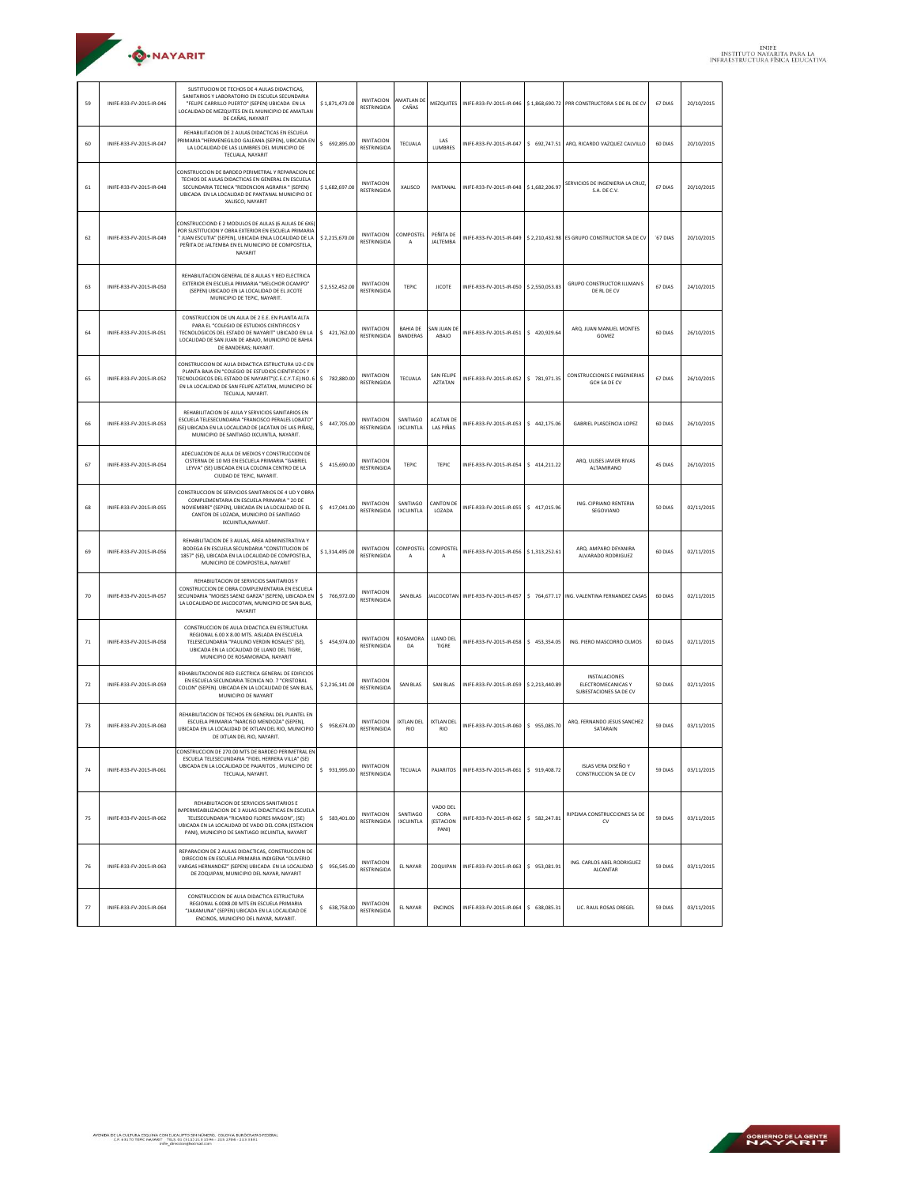| 59 | INIFE-R33-FV-2015-IR-046 | SUSTITUCION DE TECHOS DE 4 AULAS DIDACTICAS, SANITARIOS Y LABORATORIO EN ESCUELA SECUNDARIA "FELIPE CARRILLO PUERTO" (SEPEN) UBICADA EN LA LOCALIDAD DE MEZQUITES EN EL MUNICIPIO DE AMATLAN DE CAÑAS, NAYARIT | $ 1,871,473.00 | INVITACION RESTRINGIDA | AMATLAN DE CAÑAS | MEZQUITES | INIFE-R33-FV-2015-IR-046 | $ 1,868,690.72 | PRR CONSTRUCTORA S DE RL DE CV | 67 DIAS | 20/10/2015 |
|---|---|---|---|---|---|---|---|---|---|---|---|
| 60 | INIFE-R33-FV-2015-IR-047 | REHABILITACION DE 2 AULAS DIDACTICAS EN ESCUELA PRIMARIA "HERMENEGILDO GALEANA (SEPEN), UBICADA EN LA LOCALIDAD DE LAS LUMBRES DEL MUNICIPIO DE TECUALA, NAYARIT | $ 692,895.00 | INVITACION RESTRINGIDA | TECUALA | LAS LUMBRES | INIFE-R33-FV-2015-IR-047 | $ 692,747.51 | ARQ. RICARDO VAZQUEZ CALVILLO | 60 DIAS | 20/10/2015 |
| 61 | INIFE-R33-FV-2015-IR-048 | CONSTRUCCION DE BARDEO PERIMETRAL Y REPARACION DE TECHOS DE AULAS DIDACTICAS EN GENERAL EN ESCUELA SECUNDARIA TECNICA "REDENCION AGRARIA " (SEPEN) UBICADA EN LA LOCALIDAD DE PANTANAL MUNICIPIO DE XALISCO, NAYARIT | $ 1,682,697.00 | INVITACION RESTRINGIDA | XALISCO | PANTANAL | INIFE-R33-FV-2015-IR-048 | $ 1,682,206.97 | SERVICIOS DE INGENIERIA LA CRUZ, S.A. DE C.V. | 67 DIAS | 20/10/2015 |
| 62 | INIFE-R33-FV-2015-IR-049 | CONSTRUCCIOND E 2 MODULOS DE AULAS (6 AULAS DE 6X6) POR SUSTITUCION Y OBRA EXTERIOR EN ESCUELA PRIMARIA " JUAN ESCUTIA" (SEPEN), UBICADA ENLA LOCALIDAD DE LA PEÑITA DE JALTEMBA EN EL MUNICIPIO DE COMPOSTELA, NAYARIT | $ 2,215,670.00 | INVITACION RESTRINGIDA | COMPOSTELA | PEÑITA DE JALTEMBA | INIFE-R33-FV-2015-IR-049 | $ 2,210,432.98 | ES GRUPO CONSTRUCTOR SA DE CV | `67 DIAS | 20/10/2015 |
| 63 | INIFE-R33-FV-2015-IR-050 | REHABILITACION GENERAL DE 8 AULAS Y RED ELECTRICA EXTERIOR EN ESCUELA PRIMARIA "MELCHOR OCAMPO" (SEPEN) UBICADO EN LA LOCALIDAD DE EL JICOTE MUNICIPIO DE TEPIC, NAYARIT. | $ 2,552,452.00 | INVITACION RESTRINGIDA | TEPIC | JICOTE | INIFE-R33-FV-2015-IR-050 | $ 2,550,053.83 | GRUPO CONSTRUCTOR ILLMAN S DE RL DE CV | 67 DIAS | 24/10/2015 |
| 64 | INIFE-R33-FV-2015-IR-051 | CONSTRUCCION DE UN AULA DE 2 E.E. EN PLANTA ALTA PARA EL "COLEGIO DE ESTUDIOS CIENTIFICOS Y TECNOLOGICOS DEL ESTADO DE NAYARIT" UBICADO EN LA LOCALIDAD DE SAN JUAN DE ABAJO, MUNICIPIO DE BAHIA DE BANDERAS; NAYARIT. | $ 421,762.00 | INVITACION RESTRINGIDA | BAHIA DE BANDERAS | SAN JUAN DE ABAJO | INIFE-R33-FV-2015-IR-051 | $ 420,929.64 | ARQ. JUAN MANUEL MONTES GOMEZ | 60 DIAS | 26/10/2015 |
| 65 | INIFE-R33-FV-2015-IR-052 | CONSTRUCCION DE AULA DIDACTICA ESTRUCTURA U2-C EN PLANTA BAJA EN "COLEGIO DE ESTUDIOS CIENTIFICOS Y TECNOLOGICOS DEL ESTADO DE NAYARIT"(C.E.C.Y.T.E) NO. 6 EN LA LOCALIDAD DE SAN FELIPE AZTATAN, MUNICIPIO DE TECUALA, NAYARIT. | $ 782,880.00 | INVITACION RESTRINGIDA | TECUALA | SAN FELIPE AZTATAN | INIFE-R33-FV-2015-IR-052 | $ 781,971.35 | CONSTRUCCIONES E INGENIERIAS GCH SA DE CV | 67 DIAS | 26/10/2015 |
| 66 | INIFE-R33-FV-2015-IR-053 | REHABILITACION DE AULA Y SERVICIOS SANITARIOS EN ESCUELA TELESECUNDARIA "FRANCISCO PERALES LOBATO" (SE) UBICADA EN LA LOCALIDAD DE (ACATAN DE LAS PIÑAS), MUNICIPIO DE SANTIAGO IXCUINTLA, NAYARIT. | $ 447,705.00 | INVITACION RESTRINGIDA | SANTIAGO IXCUINTLA | ACATAN DE LAS PIÑAS | INIFE-R33-FV-2015-IR-053 | $ 442,175.06 | GABRIEL PLASCENCIA LOPEZ | 60 DIAS | 26/10/2015 |
| 67 | INIFE-R33-FV-2015-IR-054 | ADECUACION DE AULA DE MEDIOS Y CONSTRUCCION DE CISTERNA DE 10 M3 EN ESCUELA PRIMARIA "GABRIEL LEYVA" (SE) UBICADA EN LA COLONIA CENTRO DE LA CIUDAD DE TEPIC, NAYARIT. | $ 415,690.00 | INVITACION RESTRINGIDA | TEPIC | TEPIC | INIFE-R33-FV-2015-IR-054 | $ 414,211.22 | ARQ. ULISES JAVIER RIVAS ALTAMIRANO | 45 DIAS | 26/10/2015 |
| 68 | INIFE-R33-FV-2015-IR-055 | CONSTRUCCION DE SERVICIOS SANITARIOS DE 4 UD Y OBRA COMPLEMENTARIA EN ESCUELA PRIMARIA " 20 DE NOVIEMBRE" (SEPEN), UBICADA EN LA LOCALIDAD DE EL CANTON DE LOZADA, MUNICIPIO DE SANTIAGO IXCUINTLA,NAYARIT. | $ 417,041.00 | INVITACION RESTRINGIDA | SANTIAGO IXCUINTLA | CANTON DE LOZADA | INIFE-R33-FV-2015-IR-055 | $ 417,015.96 | ING. CIPRIANO RENTERIA SEGOVIANO | 50 DIAS | 02/11/2015 |
| 69 | INIFE-R33-FV-2015-IR-056 | REHABILITACION DE 3 AULAS, AREA ADMINISTRATIVA Y BODEGA EN ESCUELA SECUNDARIA "CONSTITUCION DE 1857" (SE), UBICADA EN LA LOCALIDAD DE COMPOSTELA, MUNICIPIO DE COMPOSTELA, NAYARIT | $ 1,314,495.00 | INVITACION RESTRINGIDA | COMPOSTELA | COMPOSTELA | INIFE-R33-FV-2015-IR-056 | $ 1,313,252.61 | ARQ. AMPARO DEYANIRA ALVARADO RODRIGUEZ | 60 DIAS | 02/11/2015 |
| 70 | INIFE-R33-FV-2015-IR-057 | REHABILITACION DE SERVICIOS SANITARIOS Y CONSTRUCCION DE OBRA COMPLEMENTARIA EN ESCUELA SECUNDARIA "MOISES SAENZ GARZA" (SEPEN), UBICADA EN LA LOCALIDAD DE JALCOCOTAN, MUNICIPIO DE SAN BLAS, NAYARIT | $ 766,972.00 | INVITACION RESTRINGIDA | SAN BLAS | JALCOCOTAN | INIFE-R33-FV-2015-IR-057 | $ 764,677.17 | ING. VALENTINA FERNANDEZ CASAS | 60 DIAS | 02/11/2015 |
| 71 | INIFE-R33-FV-2015-IR-058 | CONSTRUCCION DE AULA DIDACTICA EN ESTRUCTURA REGIONAL 6.00 X 8.00 MTS. AISLADA EN ESCUELA TELESECUNDARIA "PAULINO VERDIN ROSALES" (SE), UBICADA EN LA LOCALIDAD DE LLANO DEL TIGRE, MUNICIPIO DE ROSAMORADA, NAYARIT | $ 454,974.00 | INVITACION RESTRINGIDA | ROSAMORADA | LLANO DEL TIGRE | INIFE-R33-FV-2015-IR-058 | $ 453,354.05 | ING. PIERO MASCORRO OLMOS | 60 DIAS | 02/11/2015 |
| 72 | INIFE-R33-FV-2015-IR-059 | REHABILITACION DE RED ELECTRICA GENERAL DE EDIFICIOS EN ESCUELA SECUNDARIA TECNICA NO. 7 "CRISTOBAL COLON" (SEPEN). UBICADA EN LA LOCALIDAD DE SAN BLAS, MUNICIPIO DE NAYARIT | $ 2,216,141.00 | INVITACION RESTRINGIDA | SAN BLAS | SAN BLAS | INIFE-R33-FV-2015-IR-059 | $ 2,213,440.89 | INSTALACIONES ELECTROMECANICAS Y SUBESTACIONES SA DE CV | 50 DIAS | 02/11/2015 |
| 73 | INIFE-R33-FV-2015-IR-060 | REHABILITACION DE TECHOS EN GENERAL DEL PLANTEL EN ESCUELA PRIMARIA "NARCISO MENDOZA" (SEPEN), UBICADA EN LA LOCALIDAD DE IXTLAN DEL RIO, MUNICIPIO DE IXTLAN DEL RIO, NAYARIT. | $ 958,674.00 | INVITACION RESTRINGIDA | IXTLAN DEL RIO | IXTLAN DEL RIO | INIFE-R33-FV-2015-IR-060 | $ 955,085.70 | ARQ. FERNANDO JESUS SANCHEZ SATARAIN | 59 DIAS | 03/11/2015 |
| 74 | INIFE-R33-FV-2015-IR-061 | CONSTRUCCION DE 270.00 MTS DE BARDEO PERIMETRAL EN ESCUELA TELESECUNDARIA "FIDEL HERRERA VILLA" (SE) UBICADA EN LA LOCALIDAD DE PAJARITOS , MUNICIPIO DE TECUALA, NAYARIT. | $ 931,995.00 | INVITACION RESTRINGIDA | TECUALA | PAJARITOS | INIFE-R33-FV-2015-IR-061 | $ 919,408.72 | ISLAS VERA DISEÑO Y CONSTRUCCION SA DE CV | 59 DIAS | 03/11/2015 |
| 75 | INIFE-R33-FV-2015-IR-062 | REHABILITACION DE SERVICIOS SANITARIOS E IMPERMEABILIZACION DE 3 AULAS DIDACTICAS EN ESCUELA TELESECUNDARIA "RICARDO FLORES MAGON", (SE) UBICADA EN LA LOCALIDAD DE VADO DEL CORA (ESTACION PANI), MUNICIPIO DE SANTIAGO IXCUINTLA, NAYARIT | $ 583,401.00 | INVITACION RESTRINGIDA | SANTIAGO IXCUINTLA | VADO DEL CORA (ESTACION PANI) | INIFE-R33-FV-2015-IR-062 | $ 582,247.81 | RIPEJMA CONSTRUCCIONES SA DE CV | 59 DIAS | 03/11/2015 |
| 76 | INIFE-R33-FV-2015-IR-063 | REPARACION DE 2 AULAS DIDACTICAS, CONSTRUCCION DE DIRECCION EN ESCUELA PRIMARIA INDIGENA "OLIVERIO VARGAS HERNANDEZ" (SEPEN) UBICADA EN LA LOCALIDAD DE ZOQUIPAN, MUNICIPIO DEL NAYAR, NAYARIT | $ 956,545.00 | INVITACION RESTRINGIDA | EL NAYAR | ZOQUIPAN | INIFE-R33-FV-2015-IR-063 | $ 953,081.91 | ING. CARLOS ABEL RODRIGUEZ ALCANTAR | 59 DIAS | 03/11/2015 |
| 77 | INIFE-R33-FV-2015-IR-064 | CONSTRUCCION DE AULA DIDACTICA ESTRUCTURA REGIONAL 6.00X8.00 MTS EN ESCUELA PRIMARIA "JAKAMUNA" (SEPEN) UBICADA EN LA LOCALIDAD DE ENCINOS, MUNICIPIO DEL NAYAR, NAYARIT. | $ 638,758.00 | INVITACION RESTRINGIDA | EL NAYAR | ENCINOS | INIFE-R33-FV-2015-IR-064 | $ 638,085.31 | LIC. RAUL ROSAS OREGEL | 59 DIAS | 03/11/2015 |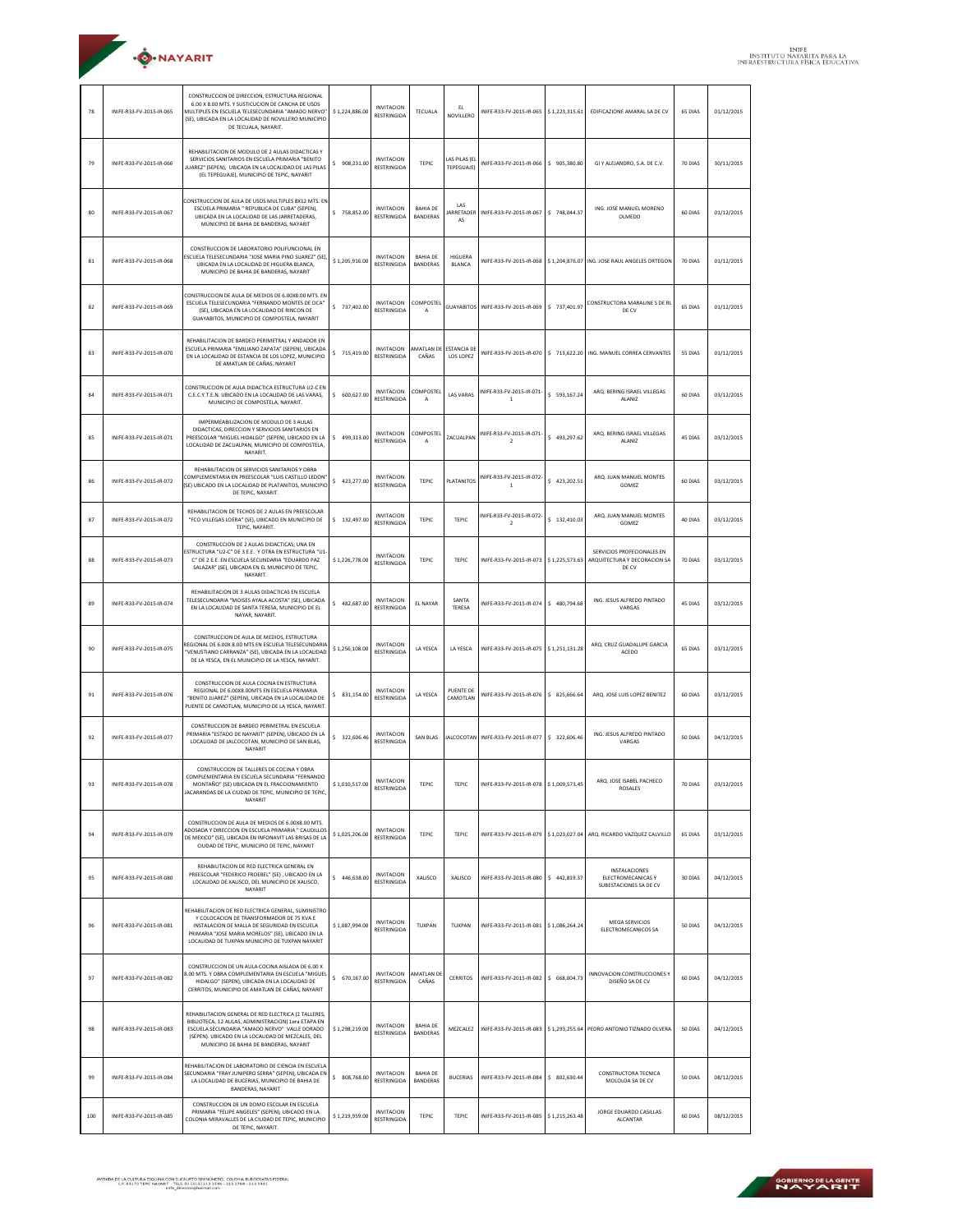| 78 | INIFE-R33-FV-2015-IR-065 | CONSTRUCCION DE DIRECCION, ESTRUCTURA REGIONAL 6.00 X 8.00 MTS. Y SUSTICUCION DE CANCHA DE USOS MULTIPLES EN ESCUELA TELESECUNDARIA "AMADO NERVO" (SE), UBICADA EN LA LOCALIDAD DE NOVILLERO MUNICIPIO DE TECUALA, NAYARIT. | $ 1,224,886.00 | INVITACION RESTRINGIDA | TECUALA | EL NOVILLERO | INIFE-R33-FV-2015-IR-065 | $ 1,223,315.61 | EDIFICAZIONE AMARAL SA DE CV | 65 DIAS | 01/12/2015 |
|---|---|---|---|---|---|---|---|---|---|---|---|
| 79 | INIFE-R33-FV-2015-IR-066 | REHABILITACION DE MODULO DE 2 AULAS DIDACTICAS Y SERVICIOS SANITARIOS EN ESCUELA PRIMARIA "BENITO JUAREZ" (SEPEN), UBICADA EN LA LOCALIDAD DE LAS PILAS (EL TEPEGUAJE), MUNICIPIO DE TEPIC, NAYARIT | $ 908,231.00 | INVITACION RESTRINGIDA | TEPIC | LAS PILAS (EL TEPEGUAJE) | INIFE-R33-FV-2015-IR-066 | $ 905,380.80 | GI Y ALEJANDRO, S.A. DE C.V. | 70 DIAS | 30/11/2015 |
| 80 | INIFE-R33-FV-2015-IR-067 | CONSTRUCCION DE AULA DE USOS MULTIPLES 8X12 MTS. EN ESCUELA PRIMARIA " REPUBLICA DE CUBA" (SEPEN), UBICADA EN LA LOCALIDAD DE LAS JARRETADERAS, MUNICIPIO DE BAHIA DE BANDERAS, NAYARIT | $ 758,852.00 | INVITACION RESTRINGIDA | BAHIA DE BANDERAS | LAS JARRETADERAS | INIFE-R33-FV-2015-IR-067 | $ 748,044.37 | ING. JOSE MANUEL MORENO OLMEDO | 60 DIAS | 01/12/2015 |
| 81 | INIFE-R33-FV-2015-IR-068 | CONSTRUCCION DE LABORATORIO POLIFUNCIONAL EN ESCUELA TELESECUNDARIA "JOSE MARIA PINO SUAREZ" (SE), UBICADA EN LA LOCALIDAD DE HIGUERA BLANCA, MUNICIPIO DE BAHIA DE BANDERAS, NAYARIT | $ 1,205,916.00 | INVITACION RESTRINGIDA | BAHIA DE BANDERAS | HIGUERA BLANCA | INIFE-R33-FV-2015-IR-068 | $ 1,204,876.07 | ING. JOSE RAUL ANGELES ORTEGON | 70 DIAS | 01/12/2015 |
| 82 | INIFE-R33-FV-2015-IR-069 | CONSTRUCCION DE AULA DE MEDIOS DE 6.00X8.00 MTS. EN ESCUELA TELESECUNDARIA "FERNANDO MONTES DE OCA" (SE), UBICADA EN LA LOCALIDAD DE RINCON DE GUAYABITOS, MUNICIPIO DE COMPOSTELA, NAYARIT | $ 737,402.00 | INVITACION RESTRINGIDA | COMPOSTELA | GUAYABITOS | INIFE-R33-FV-2015-IR-069 | $ 737,401.97 | CONSTRUCTORA MARALINE S DE RL DE CV | 65 DIAS | 01/12/2015 |
| 83 | INIFE-R33-FV-2015-IR-070 | REHABILITACION DE BARDEO PERIMETRAL Y ANDADOR EN ESCUELA PRIMARIA "EMILIANO ZAPATA" (SEPEN), UBICADA EN LA LOCALIDAD DE ESTANCIA DE LOS LOPEZ, MUNICIPIO DE AMATLAN DE CAÑAS, NAYARIT | $ 715,419.00 | INVITACION RESTRINGIDA | AMATLAN DE CAÑAS | ESTANCIA DE LOS LOPEZ | INIFE-R33-FV-2015-IR-070 | $ 713,622.20 | ING. MANUEL CORREA CERVANTES | 55 DIAS | 01/12/2015 |
| 84 | INIFE-R33-FV-2015-IR-071 | CONSTRUCCION DE AULA DIDACTICA ESTRUCTURA U2-C EN C.E.C.Y.T.E.N. UBICADO EN LA LOCALIDAD DE LAS VARAS, MUNICIPIO DE COMPOSTELA, NAYARIT. | $ 600,627.00 | INVITACION RESTRINGIDA | COMPOSTELA | LAS VARAS | INIFE-R33-FV-2015-IR-071-1 | $ 593,167.24 | ARQ. BERING ISRAEL VILLEGAS ALANIZ | 60 DIAS | 03/12/2015 |
| 85 | INIFE-R33-FV-2015-IR-071 | IMPERMEABILIZACION DE MODULO DE 3 AULAS DIDACTICAS, DIRECCION Y SERVICIOS SANITARIOS EN PREESCOLAR "MIGUEL HIDALGO" (SEPEN), UBICADO EN LA LOCALIDAD DE ZACUALPAN, MUNICIPIO DE COMPOSTELA, NAYARIT. | $ 499,313.00 | INVITACION RESTRINGIDA | COMPOSTELA | ZACUALPAN | INIFE-R33-FV-2015-IR-071-2 | $ 493,297.62 | ARQ. BERING ISRAEL VILLEGAS ALANIZ | 45 DIAS | 03/12/2015 |
| 86 | INIFE-R33-FV-2015-IR-072 | REHABILITACION DE SERVICIOS SANITARIOS Y OBRA COMPLEMENTARIA EN PREESCOLAR "LUIS CASTILLO LEDON" (SE) UBICADO EN LA LOCALIDAD DE PLATANITOS, MUNICIPIO DE TEPIC, NAYARIT. | $ 423,277.00 | INVITACION RESTRINGIDA | TEPIC | PLATANITOS | INIFE-R33-FV-2015-IR-072-1 | $ 423,202.51 | ARQ. JUAN MANUEL MONTES GOMEZ | 60 DIAS | 03/12/2015 |
| 87 | INIFE-R33-FV-2015-IR-072 | REHABILITACION DE TECHOS DE 2 AULAS EN PREESCOLAR "FCO VILLEGAS LOERA" (SE), UBICADO EN MUNICIPIO DE TEPIC, NAYARIT. | $ 132,497.00 | INVITACION RESTRINGIDA | TEPIC | TEPIC | INIFE-R33-FV-2015-IR-072-2 | $ 132,410.03 | ARQ. JUAN MANUEL MONTES GOMEZ | 40 DIAS | 03/12/2015 |
| 88 | INIFE-R33-FV-2015-IR-073 | CONSTRUCCION DE 2 AULAS DIDACTICAS; UNA EN ESTRUCTURA "U2-C" DE 3 E.E. Y OTRA EN ESTRUCTURA "U1-C" DE 2 E.E. EN ESCUELA SECUNDARIA "EDUARDO PAZ SALAZAR" (SE), UBICADA EN EL MUNICIPIO DE TEPIC, NAYARIT. | $ 1,226,778.00 | INVITACION RESTRINGIDA | TEPIC | TEPIC | INIFE-R33-FV-2015-IR-073 | $ 1,225,573.63 | SERVICIOS PROFECIONALES EN ARQUITECTURA Y DECORACION SA DE CV | 70 DIAS | 03/12/2015 |
| 89 | INIFE-R33-FV-2015-IR-074 | REHABILITACION DE 3 AULAS DIDACTICAS EN ESCUELA TELESECUNDARIA "MOISES AYALA ACOSTA" (SE), UBICADA EN LA LOCALIDAD DE SANTA TERESA, MUNICIPIO DE EL NAYAR, NAYARIT. | $ 482,687.00 | INVITACION RESTRINGIDA | EL NAYAR | SANTA TERESA | INIFE-R33-FV-2015-IR-074 | $ 480,794.68 | ING. JESUS ALFREDO PINTADO VARGAS | 45 DIAS | 03/12/2015 |
| 90 | INIFE-R33-FV-2015-IR-075 | CONSTRUCCION DE AULA DE MEDIOS, ESTRUCTURA REGIONAL DE 6.00X 8.00 MTS EN ESCUELA TELESECUNDARIA "VENUSTIANO CARRANZA" (SE), UBICADA EN LA LOCALIDAD DE LA YESCA, EN EL MUNICIPIO DE LA YESCA, NAYARIT. | $ 1,256,108.00 | INVITACION RESTRINGIDA | LA YESCA | LA YESCA | INIFE-R33-FV-2015-IR-075 | $ 1,251,131.28 | ARQ. CRUZ GUADALUPE GARCIA ACEDO | 65 DIAS | 03/12/2015 |
| 91 | INIFE-R33-FV-2015-IR-076 | CONSTRUCCION DE AULA COCINA EN ESTRUCTURA REGIONAL DE 6.00X8.00MTS EN ESCUELA PRIMARIA "BENITO JUAREZ" (SEPEN), UBICADA EN LA LOCALIDAD DE PUENTE DE CAMOTLAN, MUNICIPIO DE LA YESCA, NAYARIT. | $ 831,154.00 | INVITACION RESTRINGIDA | LA YESCA | PUENTE DE CAMOTLAN | INIFE-R33-FV-2015-IR-076 | $ 825,666.64 | ARQ. JOSE LUIS LOPEZ BENITEZ | 60 DIAS | 03/12/2015 |
| 92 | INIFE-R33-FV-2015-IR-077 | CONSTRUCCION DE BARDEO PERIMETRAL EN ESCUELA PRIMARIA "ESTADO DE NAYARIT" (SEPEN), UBICADO EN LA LOCALIDAD DE JALCOCOTAN, MUNICIPIO DE SAN BLAS, NAYARIT | $ 322,606.46 | INVITACION RESTRINGIDA | SAN BLAS | JALCOCOTAN | INIFE-R33-FV-2015-IR-077 | $ 322,606.46 | ING. JESUS ALFREDO PINTADO VARGAS | 50 DIAS | 04/12/2015 |
| 93 | INIFE-R33-FV-2015-IR-078 | CONSTRUCCION DE TALLERES DE COCINA Y OBRA COMPLEMENTARIA EN ESCUELA SECUNDARIA "FERNANDO MONTAÑO" (SE) UBICADA EN EL FRACCIONAMIENTO JACARANDAS DE LA CIUDAD DE TEPIC, MUNICIPIO DE TEPIC, NAYARIT | $ 1,010,517.00 | INVITACION RESTRINGIDA | TEPIC | TEPIC | INIFE-R33-FV-2015-IR-078 | $ 1,009,573.45 | ARQ. JOSE ISABEL PACHECO ROSALES | 70 DIAS | 03/12/2015 |
| 94 | INIFE-R33-FV-2015-IR-079 | CONSTRUCCION DE AULA DE MEDIOS DE 6.00X8.00 MTS. ADOSADA Y DIRECCION EN ESCUELA PRIMARIA " CAUDILLOS DE MEXICO" (SE), UBICADA EN INFONAVIT LAS BRISAS DE LA CIUDAD DE TEPIC, MUNICIPIO DE TEPIC, NAYARIT | $ 1,025,206.00 | INVITACION RESTRINGIDA | TEPIC | TEPIC | INIFE-R33-FV-2015-IR-079 | $ 1,023,027.04 | ARQ. RICARDO VAZQUEZ CALVILLO | 65 DIAS | 03/12/2015 |
| 95 | INIFE-R33-FV-2015-IR-080 | REHABILITACION DE RED ELECTRICA GENERAL EN PREESCOLAR "FEDERICO FROEBEL" (SE) , UBICADO EN LA LOCALIDAD DE XALISCO, DEL MUNICIPIO DE XALISCO, NAYARIT | $ 446,638.00 | INVITACION RESTRINGIDA | XALISCO | XALISCO | INIFE-R33-FV-2015-IR-080 | $ 442,819.37 | INSTALACIONES ELECTROMECANICAS Y SUBESTACIONES SA DE CV | 30 DIAS | 04/12/2015 |
| 96 | INIFE-R33-FV-2015-IR-081 | REHABILITACION DE RED ELECTRICA GENERAL, SUMINISTRO Y COLOCACION DE TRANSFORMADOR DE 75 KVA E INSTALACION DE MALLA DE SEGURIDAD EN ESCUELA PRIMARIA "JOSE MARIA MORELOS" (SE), UBICADO EN LA LOCALIDAD DE TUXPAN MUNICIPIO DE TUXPAN NAYARIT | $ 1,087,994.00 | INVITACION RESTRINGIDA | TUXPAN | TUXPAN | INIFE-R33-FV-2015-IR-081 | $ 1,086,264.24 | MEGA SERVICIOS ELECTROMECANICOS SA | 50 DIAS | 04/12/2015 |
| 97 | INIFE-R33-FV-2015-IR-082 | CONSTRUCCION DE UN AULA COCINA AISLADA DE 6.00 X 8.00 MTS. Y OBRA COMPLEMENTARIA EN ESCUELA "MIGUEL HIDALGO" (SEPEN), UBICADA EN LA LOCALIDAD DE CERRITOS, MUNICIPIO DE AMATLAN DE CAÑAS, NAYARIT | $ 670,167.00 | INVITACION RESTRINGIDA | AMATLAN DE CAÑAS | CERRITOS | INIFE-R33-FV-2015-IR-082 | $ 668,004.73 | INNOVACION CONSTRUCCIONES Y DISEÑO SA DE CV | 60 DIAS | 04/12/2015 |
| 98 | INIFE-R33-FV-2015-IR-083 | REHABILITACION GENERAL DE RED ELECTRICA (2 TALLERES, BIBLIOTECA, 12 AULAS, ADMINISTRACION) 1era ETAPA EN ESCUELA SECUNDARIA "AMADO NERVO" VALLE DORADO (SEPEN). UBICADO EN LA LOCALIDAD DE MEZCALES, DEL MUNICIPIO DE BAHIA DE BANDERAS, NAYARIT | $ 1,298,219.00 | INVITACION RESTRINGIDA | BAHIA DE BANDERAS | MEZCALEZ | INIFE-R33-FV-2015-IR-083 | $ 1,293,255.64 | PEDRO ANTONIO TIZNADO OLVERA | 50 DIAS | 04/12/2015 |
| 99 | INIFE-R33-FV-2015-IR-084 | REHABILITACION DE LABORATORIO DE CIENCIA EN ESCUELA SECUNDARIA "FRAY JUNIPERO SERRA" (SEPEN), UBICADA EN LA LOCALIDAD DE BUCERIAS, MUNICIPIO DE BAHIA DE BANDERAS, NAYARIT | $ 808,768.00 | INVITACION RESTRINGIDA | BAHIA DE BANDERAS | BUCERIAS | INIFE-R33-FV-2015-IR-084 | $ 802,630.44 | CONSTRUCTORA TECNICA MOLOLOA SA DE CV | 50 DIAS | 08/12/2015 |
| 100 | INIFE-R33-FV-2015-IR-085 | CONSTRUCCION DE UN DOMO ESCOLAR EN ESCUELA PRIMARIA "FELIPE ANGELES" (SEPEN), UBICADO EN LA COLONIA MIRAVALLES DE LA CIUDAD DE TEPIC, MUNICIPIO DE TEPIC, NAYARIT. | $ 1,219,959.00 | INVITACION RESTRINGIDA | TEPIC | TEPIC | INIFE-R33-FV-2015-IR-085 | $ 1,215,263.48 | JORGE EDUARDO CASILLAS ALCANTAR | 60 DIAS | 08/12/2015 |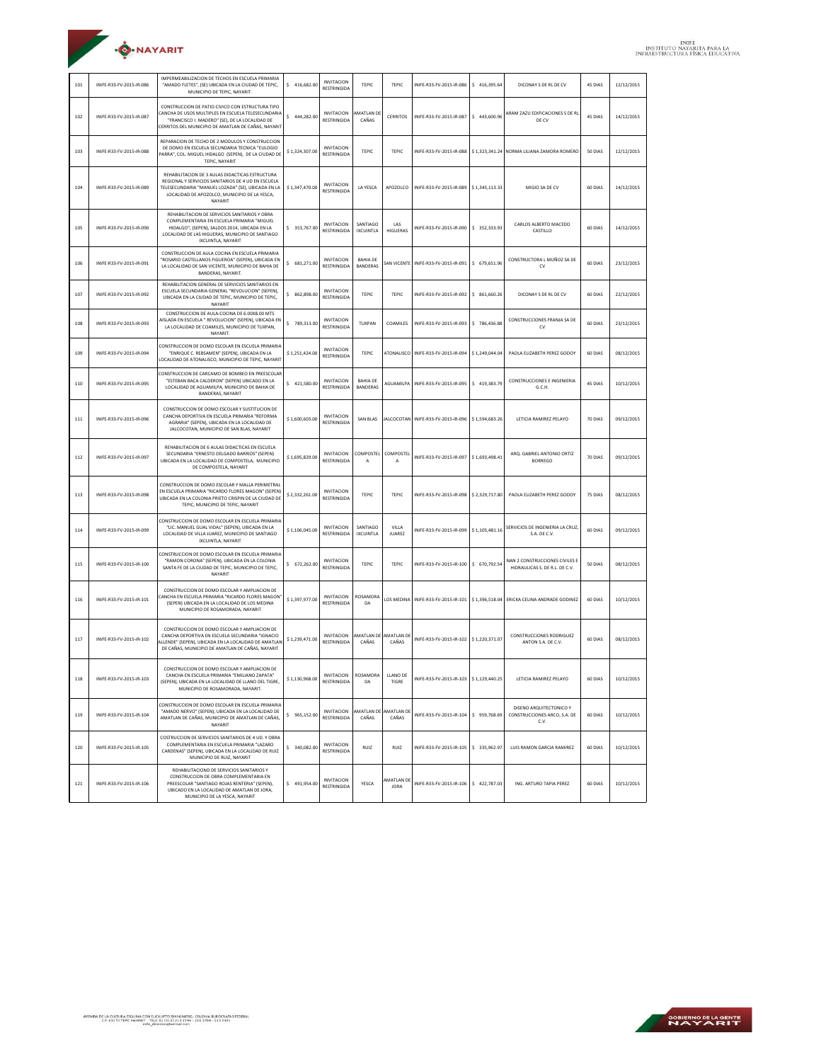| 101 | INIFE-R33-FV-2015-IR-086 | IMPERMEABILIZACION DE TECHOS EN ESCUELA PRIMARIA "AMADO FLETES", (SE) UBICADA EN LA CIUDAD DE TEPIC, MUNICIPIO DE TEPIC, NAYARIT. | $ 416,682.00 | INVITACION RESTRINGIDA | TEPIC | TEPIC | INIFE-R33-FV-2015-IR-086 | $ 416,395.64 | DICONAY S DE RL DE CV | 45 DIAS | 12/12/2015 |
|---|---|---|---|---|---|---|---|---|---|---|---|
| 102 | INIFE-R33-FV-2015-IR-087 | CONSTRUCCION DE PATIO CIVICO CON ESTRUCTURA TIPO CANCHA DE USOS MULTIPLES EN ESCUELA TELESECUNDARIA "FRANCISCO I. MADERO" (SE), DE LA LOCALIDAD DE CERRITOS DEL MUNICIPIO DE AMATLAN DE CAÑAS, NAYARIT | $ 444,282.00 | INVITACION RESTRINGIDA | AMATLAN DE CAÑAS | CERRITOS | INIFE-R33-FV-2015-IR-087 | $ 443,600.96 | ARAM ZAZU EDIFICACIONES S DE RL DE CV | 45 DIAS | 14/12/2015 |
| 103 | INIFE-R33-FV-2015-IR-088 | REPARACION DE TECHO DE 2 MODULOS Y CONSTRUCCION DE DOMO EN ESCUELA SECUNDARIA TECNICA "EULOGIO PARRA", COL. MIGUEL HIDALGO (SEPEN), DE LA CIUDAD DE TEPIC, NAYARIT | $ 1,324,307.00 | INVITACION RESTRINGIDA | TEPIC | TEPIC | INIFE-R33-FV-2015-IR-088 | $ 1,323,341.24 | NORMA LILIANA ZAMORA ROMERO | 50 DIAS | 12/12/2015 |
| 104 | INIFE-R33-FV-2015-IR-089 | REHABILITACION DE 3 AULAS DIDACTICAS ESTRUCTURA REGIONAL Y SERVICIOS SANITARIOS DE 4 UD EN ESCUELA TELESECUNDARIA "MANUEL LOZADA" (SE), UBICADA EN LA LOCALIDAD DE APOZOLCO, MUNICIPIO DE LA YESCA, NAYARIT | $ 1,347,470.00 | INVITACION RESTRINGIDA | LA YESCA | APOZOLCO | INIFE-R33-FV-2015-IR-089 | $ 1,345,113.33 | MIGIO SA DE CV | 60 DIAS | 14/12/2015 |
| 105 | INIFE-R33-FV-2015-IR-090 | REHABILITACION DE SERVICIOS SANITARIOS Y OBRA COMPLEMENTARIA EN ESCUELA PRIMARIA "MIGUEL HIDALGO", (SEPEN), SALDOS 2014, UBICADA EN LA LOCALIDAD DE LAS HIGUERAS, MUNICIPIO DE SANTIAGO IXCUINTLA, NAYARIT | $ 353,767.00 | INVITACION RESTRINGIDA | SANTIAGO IXCUINTLA | LAS HIGUERAS | INIFE-R33-FV-2015-IR-090 | $ 352,333.93 | CARLOS ALBERTO MACEDO CASTILLO | 60 DIAS | 14/12/2015 |
| 106 | INIFE-R33-FV-2015-IR-091 | CONSTRUCCION DE AULA COCINA EN ESCUELA PRIMARIA "ROSARIO CASTELLANOS FIGUEROA" (SEPEN), UBICADA EN LA LOCALIDAD DE SAN VICENTE, MUNICIPIO DE BAHIA DE BANDERAS, NAYARIT. | $ 681,271.00 | INVITACION RESTRINGIDA | BAHIA DE BANDERAS | SAN VICENTE | INIFE-R33-FV-2015-IR-091 | $ 679,651.96 | CONSTRUCTORA L MUÑOZ SA DE CV | 60 DIAS | 23/12/2015 |
| 107 | INIFE-R33-FV-2015-IR-092 | REHABILITACION GENERAL DE SERVICIOS SANITARIOS EN ESCUELA SECUNDARIA GENERAL "REVOLUCION" (SEPEN), UBICADA EN LA CIUDAD DE TEPIC, MUNICIPIO DE TEPIC, NAYARIT | $ 862,898.00 | INVITACION RESTRINGIDA | TEPIC | TEPIC | INIFE-R33-FV-2015-IR-092 | $ 861,660.26 | DICONAY S DE RL DE CV | 60 DIAS | 22/12/2015 |
| 108 | INIFE-R33-FV-2015-IR-093 | CONSTRUCCION DE AULA-COCINA DE 6.00X8.00 MTS AISLADA EN ESCUELA " REVOLUCION" (SEPEN), UBICADA EN LA LOCALIDAD DE COAMILES, MUNICIPIO DE TUXPAN, NAYARIT. | $ 789,313.00 | INVITACION RESTRINGIDA | TUXPAN | COAMILES | INIFE-R33-FV-2015-IR-093 | $ 786,436.88 | CONSTRUCCIONES FRANJA SA DE CV | 60 DIAS | 23/12/2015 |
| 109 | INIFE-R33-FV-2015-IR-094 | CONSTRUCCION DE DOMO ESCOLAR EN ESCUELA PRIMARIA "ENRIQUE C. REBSAMEN" (SEPEN), UBICADA EN LA LOCALIDAD DE ATONALISCO, MUNICIPIO DE TEPIC, NAYARIT | $ 1,251,424.00 | INVITACION RESTRINGIDA | TEPIC | ATONALISCO | INIFE-R33-FV-2015-IR-094 | $ 1,249,044.04 | PAOLA ELIZABETH PEREZ GODOY | 60 DIAS | 08/12/2015 |
| 110 | INIFE-R33-FV-2015-IR-095 | CONSTRUCCION DE CARCAMO DE BOMBEO EN PREESCOLAR "ESTEBAN BACA CALDERON" (SEPEN) UBICADO EN LA LOCALIDAD DE AGUAMILPA, MUNICIPIO DE BAHIA DE BANDERAS, NAYARIT | $ 421,580.00 | INVITACION RESTRINGIDA | BAHIA DE BANDERAS | AGUAMILPA | INIFE-R33-FV-2015-IR-095 | $ 419,383.79 | CONSTRUCCIONES E INGENIERIA G.C.H. | 45 DIAS | 10/12/2015 |
| 111 | INIFE-R33-FV-2015-IR-096 | CONSTRUCCION DE DOMO ESCOLAR Y SUSTITUCION DE CANCHA DEPORTIVA EN ESCUELA PRIMARIA "REFORMA AGRARIA" (SEPEN), UBICADA EN LA LOCALIDAD DE JALCOCOTAN, MUNICIPIO DE SAN BLAS, NAYARIT | $ 1,600,603.00 | INVITACION RESTRINGIDA | SAN BLAS | JALCOCOTAN | INIFE-R33-FV-2015-IR-096 | $ 1,594,683.26 | LETICIA RAMIREZ PELAYO | 70 DIAS | 09/12/2015 |
| 112 | INIFE-R33-FV-2015-IR-097 | REHABILITACION DE 6 AULAS DIDACTICAS EN ESCUELA SECUNDARIA "ERNESTO DELGADO BARRIOS" (SEPEN) UBICADA EN LA LOCALIDAD DE COMPOSTELA, MUNICIPIO DE COMPOSTELA, NAYARIT | $ 1,695,829.00 | INVITACION RESTRINGIDA | COMPOSTELA | COMPOSTELA | INIFE-R33-FV-2015-IR-097 | $ 1,693,498.41 | ARQ. GABRIEL ANTONIO ORTIZ BORREGO | 70 DIAS | 09/12/2015 |
| 113 | INIFE-R33-FV-2015-IR-098 | CONSTRUCCION DE DOMO ESCOLAR Y MALLA PERIMETRAL EN ESCUELA PRIMARIA "RICARDO FLORES MAGON" (SEPEN) UBICADA EN LA COLONIA PRIETO CRISPIN DE LA CIUDAD DE TEPIC, MUNICIPIO DE TEPIC, NAYARIT | $ 2,332,261.00 | INVITACION RESTRINGIDA | TEPIC | TEPIC | INIFE-R33-FV-2015-IR-098 | $ 2,329,717.80 | PAOLA ELIZABETH PEREZ GODOY | 75 DIAS | 08/12/2015 |
| 114 | INIFE-R33-FV-2015-IR-099 | CONSTRUCCION DE DOMO ESCOLAR EN ESCUELA PRIMARIA "LIC. MANUEL GUAL VIDAL" (SEPEN), UBICADA EN LA LOCALIDAD DE VILLA JUAREZ, MUNICIPIO DE SANTIAGO IXCUINTLA, NAYARIT | $ 1,106,045.00 | INVITACION RESTRINGIDA | SANTIAGO IXCUINTLA | VILLA JUAREZ | INIFE-R33-FV-2015-IR-099 | $ 1,105,481.16 | SERVICIOS DE INGENIERIA LA CRUZ, S.A. DE C.V. | 60 DIAS | 09/12/2015 |
| 115 | INIFE-R33-FV-2015-IR-100 | CONSTRUCCION DE DOMO ESCOLAR EN ESCUELA PRIMARIA "RAMON CORONA" (SEPEN), UBICADA EN LA COLONIA SANTA FE DE LA CIUDAD DE TEPIC, MUNICIPIO DE TEPIC, NAYARIT | $ 672,262.00 | INVITACION RESTRINGIDA | TEPIC | TEPIC | INIFE-R33-FV-2015-IR-100 | $ 670,792.54 | NAN 2 CONSTRUCCIONES CIVILES E HIDRAULICAS S. DE R.L. DE C.V. | 50 DIAS | 08/12/2015 |
| 116 | INIFE-R33-FV-2015-IR-101 | CONSTRUCCION DE DOMO ESCOLAR Y AMPLIACION DE CANCHA EN ESCUELA PRIMARIA "RICARDO FLORES MAGON" (SEPEN) UBICADA EN LA LOCALIDAD DE LOS MEDINA MUNICIPIO DE ROSAMORADA, NAYARIT | $ 1,397,977.00 | INVITACION RESTRINGIDA | ROSAMORADA | LOS MEDINA | INIFE-R33-FV-2015-IR-101 | $ 1,396,518.04 | ERICKA CELINA ANDRADE GODINEZ | 60 DIAS | 10/12/2015 |
| 117 | INIFE-R33-FV-2015-IR-102 | CONSTRUCCION DE DOMO ESCOLAR Y AMPLIACION DE CANCHA DEPORTIVA EN ESCUELA SECUNDARIA "IGNACIO ALLENDE" (SEPEN), UBICADA EN LA LOCALIDAD DE AMATLAN DE CAÑAS, MUNICIPIO DE AMATLAN DE CAÑAS, NAYARIT | $ 1,239,471.00 | INVITACION RESTRINGIDA | AMATLAN DE CAÑAS | AMATLAN DE CAÑAS | INIFE-R33-FV-2015-IR-102 | $ 1,220,371.07 | CONSTRUCCIONES RODRIGUEZ ANTON S.A. DE C.V. | 60 DIAS | 08/12/2015 |
| 118 | INIFE-R33-FV-2015-IR-103 | CONSTRUCCION DE DOMO ESCOLAR Y AMPLIACION DE CANCHA EN ESCUELA PRIMARIA "EMILIANO ZAPATA" (SEPEN), UBICADA EN LA LOCALIDAD DE LLANO DEL TIGRE, MUNICIPIO DE ROSAMORADA, NAYARIT. | $ 1,130,968.00 | INVITACION RESTRINGIDA | ROSAMORADA | LLANO DE TIGRE | INIFE-R33-FV-2015-IR-103 | $ 1,129,440.25 | LETICIA RAMIREZ PELAYO | 60 DIAS | 10/12/2015 |
| 119 | INIFE-R33-FV-2015-IR-104 | CONSTRUCCION DE DOMO ESCOLAR EN ESCUELA PRIMARIA "AMADO NERVO" (SEPEN), UBICADA EN LA LOCALIDAD DE AMATLAN DE CAÑAS, MUNICIPIO DE AMATLAN DE CAÑAS, NAYARIT | $ 965,152.00 | INVITACION RESTRINGIDA | AMATLAN DE CAÑAS | AMATLAN DE CAÑAS | INIFE-R33-FV-2015-IR-104 | $ 959,768.69 | DISENO ARQUITECTONICO Y CONSTRUCCIONES ARCO, S.A. DE C.V. | 60 DIAS | 10/12/2015 |
| 120 | INIFE-R33-FV-2015-IR-105 | COSTRUCCION DE SERVICIOS SANITARIOS DE 4 UD. Y OBRA COMPLEMENTARIA EN ESCUELA PRIMARIA "LAZARO CARDENAS" (SEPEN), UBICADA EN LA LOCALIDAD DE RUIZ MUNICIPIO DE RUIZ, NAYARIT | $ 340,082.00 | INVITACION RESTRINGIDA | RUIZ | RUIZ | INIFE-R33-FV-2015-IR-105 | $ 335,962.97 | LUIS RAMON GARCIA RAMIREZ | 60 DIAS | 10/12/2015 |
| 121 | INIFE-R33-FV-2015-IR-106 | REHABILITACIOND DE SERVICIOS SANITARIOS Y CONSTRUCCION DE OBRA COMPLEMENTARIA EN PREESCOLAR "SANTIAGO ROJAS RENTERIA" (SEPEN), UBICADO EN LA LOCALIDAD DE AMATLAN DE JORA, MUNICIPIO DE LA YESCA, NAYARIT | $ 491,954.00 | INVITACION RESTRINGIDA | YESCA | AMATLAN DE JORA | INIFE-R33-FV-2015-IR-106 | $ 422,787.03 | ING. ARTURO TAPIA PEREZ | 60 DIAS | 10/12/2015 |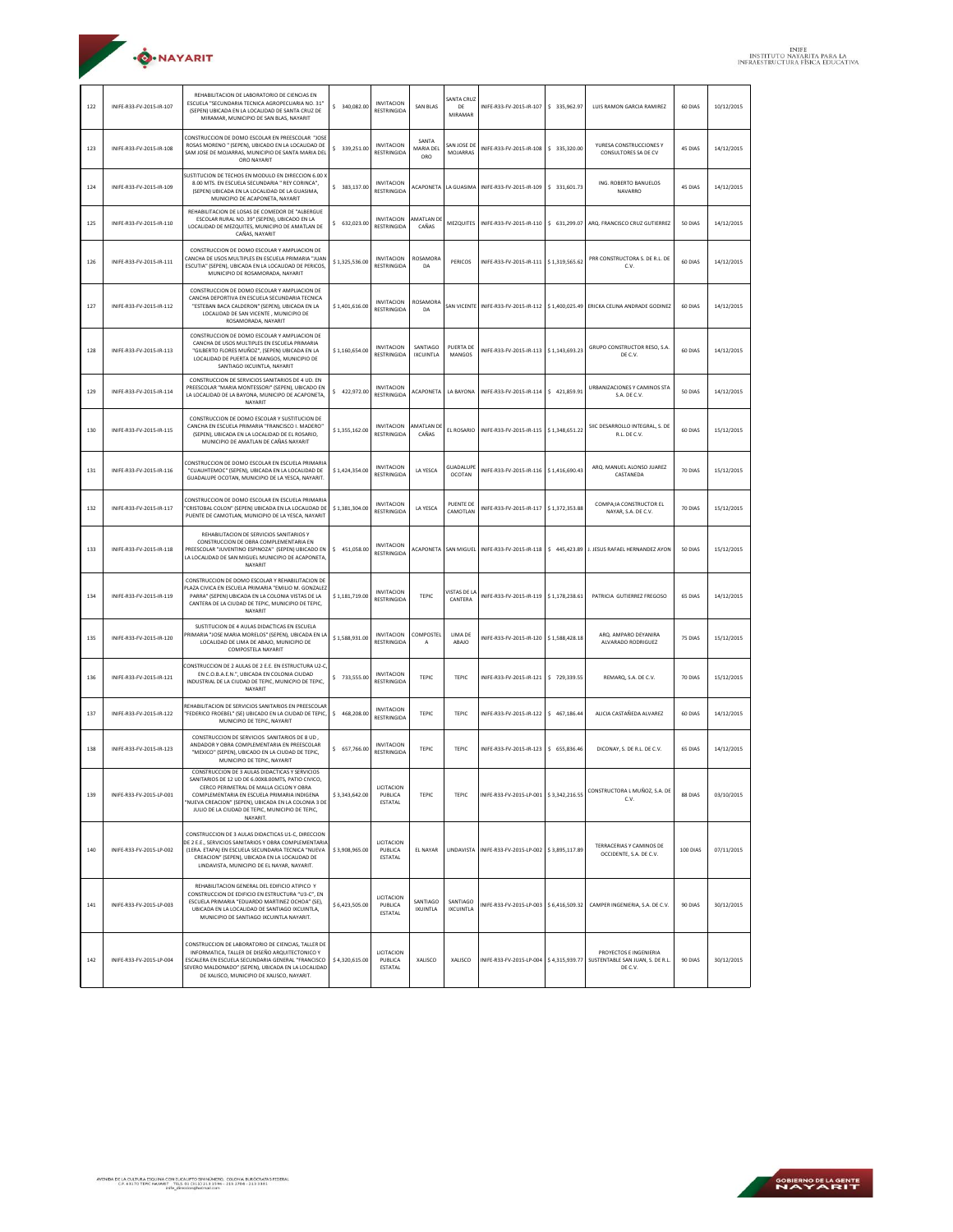| | | | | | | | | | | | |
|---|---|---|---|---|---|---|---|---|---|---|---|
| 122 | INIFE-R33-FV-2015-IR-107 | REHABILITACION DE LABORATORIO DE CIENCIAS EN ESCUELA "SECUNDARIA TECNICA AGROPECUARIA NO. 31" (SEPEN) UBICADA EN LA LOCALIDAD DE SANTA CRUZ DE MIRAMAR, MUNICIPIO DE SAN BLAS, NAYARIT | $ 340,082.00 | INVITACION RESTRINGIDA | SAN BLAS | SANTA CRUZ DE MIRAMAR | INIFE-R33-FV-2015-IR-107 | $ 335,962.97 | LUIS RAMON GARCIA RAMIREZ | 60 DIAS | 10/12/2015 |
| 123 | INIFE-R33-FV-2015-IR-108 | CONSTRUCCION DE DOMO ESCOLAR EN PREESCOLAR "JOSE ROSAS MORENO " (SEPEN), UBICADO EN LA LOCALIDAD DE SAM JOSE DE MOJARRAS, MUNICIPIO DE SANTA MARIA DEL ORO NAYARIT | $ 339,251.00 | INVITACION RESTRINGIDA | SANTA MARIA DEL ORO | SAN JOSE DE MOJARRAS | INIFE-R33-FV-2015-IR-108 | $ 335,320.00 | YURESA CONSTRUCCIONES Y CONSULTORES SA DE CV | 45 DIAS | 14/12/2015 |
| 124 | INIFE-R33-FV-2015-IR-109 | SUSTITUCION DE TECHOS EN MODULO EN DIRECCION 6.00 X 8.00 MTS. EN ESCUELA SECUNDARIA " REY CORINCA", (SEPEN) UBICADA EN LA LOCALIDAD DE LA GUASIMA, MUNICIPIO DE ACAPONETA, NAYARIT | $ 383,137.00 | INVITACION RESTRINGIDA | ACAPONETA | LA GUASIMA | INIFE-R33-FV-2015-IR-109 | $ 331,601.73 | ING. ROBERTO BANUELOS NAVARRO | 45 DIAS | 14/12/2015 |
| 125 | INIFE-R33-FV-2015-IR-110 | REHABILITACION DE LOSAS DE COMEDOR DE "ALBERGUE ESCOLAR RURAL NO. 39" (SEPEN), UBICADO EN LA LOCALIDAD DE MEZQUITES, MUNICIPIO DE AMATLAN DE CAÑAS, NAYARIT | $ 632,023.00 | INVITACION RESTRINGIDA | AMATLAN DE CAÑAS | MEZQUITES | INIFE-R33-FV-2015-IR-110 | $ 631,299.07 | ARQ. FRANCISCO CRUZ GUTIERREZ | 50 DIAS | 14/12/2015 |
| 126 | INIFE-R33-FV-2015-IR-111 | CONSTRUCCION DE DOMO ESCOLAR Y AMPLIACION DE CANCHA DE USOS MULTIPLES EN ESCUELA PRIMARIA "JUAN ESCUTIA" (SEPEN), UBICADA EN LA LOCALIDAD DE PERICOS, MUNICIPIO DE ROSAMORADA, NAYARIT | $ 1,325,536.00 | INVITACION RESTRINGIDA | ROSAMORADA | PERICOS | INIFE-R33-FV-2015-IR-111 | $ 1,319,565.62 | PRR CONSTRUCTORA S. DE R.L. DE C.V. | 60 DIAS | 14/12/2015 |
| 127 | INIFE-R33-FV-2015-IR-112 | CONSTRUCCION DE DOMO ESCOLAR Y AMPLIACION DE CANCHA DEPORTIVA EN ESCUELA SECUNDARIA TECNICA "ESTEBAN BACA CALDERON" (SEPEN), UBICADA EN LA LOCALIDAD DE SAN VICENTE , MUNICIPIO DE ROSAMORADA, NAYARIT | $ 1,401,616.00 | INVITACION RESTRINGIDA | ROSAMORADA | SAN VICENTE | INIFE-R33-FV-2015-IR-112 | $ 1,400,025.49 | ERICKA CELINA ANDRADE GODINEZ | 60 DIAS | 14/12/2015 |
| 128 | INIFE-R33-FV-2015-IR-113 | CONSTRUCCION DE DOMO ESCOLAR Y AMPLIACION DE CANCHA DE USOS MULTIPLES EN ESCUELA PRIMARIA "GILBERTO FLORES MUÑOZ", (SEPEN) UBICADA EN LA LOCALIDAD DE PUERTA DE MANGOS, MUNICIPIO DE SANTIAGO IXCUINTLA, NAYARIT | $ 1,160,654.00 | INVITACION RESTRINGIDA | SANTIAGO IXCUINTLA | PUERTA DE MANGOS | INIFE-R33-FV-2015-IR-113 | $ 1,143,693.23 | GRUPO CONSTRUCTOR RESO, S.A. DE C.V. | 60 DIAS | 14/12/2015 |
| 129 | INIFE-R33-FV-2015-IR-114 | CONSTRUCCION DE SERVICIOS SANITARIOS DE 4 UD. EN PREESCOLAR "MARIA MONTESSORI" (SEPEN), UBICADO EN LA LOCALIDAD DE LA BAYONA, MUNICIPO DE ACAPONETA, NAYARIT | $ 422,972.00 | INVITACION RESTRINGIDA | ACAPONETA | LA BAYONA | INIFE-R33-FV-2015-IR-114 | $ 421,859.91 | URBANIZACIONES Y CAMINOS STA S.A. DE C.V. | 50 DIAS | 14/12/2015 |
| 130 | INIFE-R33-FV-2015-IR-115 | CONSTRUCCION DE DOMO ESCOLAR Y SUSTITUCION DE CANCHA EN ESCUELA PRIMARIA "FRANCISCO I. MADERO" (SEPEN), UBICADA EN LA LOCALIDAD DE EL ROSARIO, MUNICIPIO DE AMATLAN DE CAÑAS NAYARIT | $ 1,355,162.00 | INVITACION RESTRINGIDA | AMATLAN DE CAÑAS | EL ROSARIO | INIFE-R33-FV-2015-IR-115 | $ 1,348,651.22 | SIIC DESARROLLO INTEGRAL, S. DE R.L. DE C.V. | 60 DIAS | 15/12/2015 |
| 131 | INIFE-R33-FV-2015-IR-116 | CONSTRUCCION DE DOMO ESCOLAR EN ESCUELA PRIMARIA "CUAUHTEMOC" (SEPEN), UBICADA EN LA LOCALIDAD DE GUADALUPE OCOTAN, MUNICIPIO DE LA YESCA, NAYARIT. | $ 1,424,354.00 | INVITACION RESTRINGIDA | LA YESCA | GUADALUPE OCOTAN | INIFE-R33-FV-2015-IR-116 | $ 1,416,690.43 | ARQ. MANUEL ALONSO JUAREZ CASTANEDA | 70 DIAS | 15/12/2015 |
| 132 | INIFE-R33-FV-2015-IR-117 | CONSTRUCCION DE DOMO ESCOLAR EN ESCUELA PRIMARIA "CRISTOBAL COLON" (SEPEN) UBICADA EN LA LOCALIDAD DE PUENTE DE CAMOTLAN, MUNICIPIO DE LA YESCA, NAYARIT | $ 1,381,304.00 | INVITACION RESTRINGIDA | LA YESCA | PUENTE DE CAMOTLAN | INIFE-R33-FV-2015-IR-117 | $ 1,372,353.88 | COMPA¡IA CONSTRUCTOR EL NAYAR, S.A. DE C.V. | 70 DIAS | 15/12/2015 |
| 133 | INIFE-R33-FV-2015-IR-118 | REHABILITACION DE SERVICIOS SANITARIOS Y CONSTRUCCION DE OBRA COMPLEMENTARIA EN PREESCOLAR "JUVENTINO ESPINOZA" (SEPEN) UBICADO EN LA LOCALIDAD DE SAN MIGUEL MUNICIPIO DE ACAPONETA, NAYARIT | $ 451,058.00 | INVITACION RESTRINGIDA | ACAPONETA | SAN MIGUEL | INIFE-R33-FV-2015-IR-118 | $ 445,423.89 | J. JESUS RAFAEL HERNANDEZ AYON | 50 DIAS | 15/12/2015 |
| 134 | INIFE-R33-FV-2015-IR-119 | CONSTRUCCION DE DOMO ESCOLAR Y REHABILITACION DE PLAZA CIVICA EN ESCUELA PRIMARIA "EMILIO M. GONZALEZ PARRA" (SEPEN) UBICADA EN LA COLONIA VISTAS DE LA CANTERA DE LA CIUDAD DE TEPIC, MUNICIPIO DE TEPIC, NAYARIT | $ 1,181,719.00 | INVITACION RESTRINGIDA | TEPIC | VISTAS DE LA CANTERA | INIFE-R33-FV-2015-IR-119 | $ 1,178,238.61 | PATRICIA GUTIERREZ FREGOSO | 65 DIAS | 14/12/2015 |
| 135 | INIFE-R33-FV-2015-IR-120 | SUSTITUCION DE 4 AULAS DIDACTICAS EN ESCUELA PRIMARIA "JOSE MARIA MORELOS" (SEPEN), UBICADA EN LA LOCALIDAD DE LIMA DE ABAJO, MUNICIPIO DE COMPOSTELA NAYARIT | $ 1,588,931.00 | INVITACION RESTRINGIDA | COMPOSTELA | LIMA DE ABAJO | INIFE-R33-FV-2015-IR-120 | $ 1,588,428.18 | ARQ. AMPARO DEYANIRA ALVARADO RODRIGUEZ | 75 DIAS | 15/12/2015 |
| 136 | INIFE-R33-FV-2015-IR-121 | CONSTRUCCION DE 2 AULAS DE 2 E.E. EN ESTRUCTURA U2-C, EN C.O.B.A.E.N.", UBICADA EN COLONIA CIUDAD INDUSTRIAL DE LA CIUDAD DE TEPIC, MUNICPIO DE TEPIC, NAYARIT | $ 733,555.00 | INVITACION RESTRINGIDA | TEPIC | TEPIC | INIFE-R33-FV-2015-IR-121 | $ 729,339.55 | REMARQ, S.A. DE C.V. | 70 DIAS | 15/12/2015 |
| 137 | INIFE-R33-FV-2015-IR-122 | REHABILITACION DE SERVICIOS SANITARIOS EN PREESCOLAR "FEDERICO FROEBEL" (SE) UBICADO EN LA CIUDAD DE TEPIC, MUNICIPIO DE TEPIC, NAYARIT | $ 468,208.00 | INVITACION RESTRINGIDA | TEPIC | TEPIC | INIFE-R33-FV-2015-IR-122 | $ 467,186.44 | ALICIA CASTAÑEDA ALVAREZ | 60 DIAS | 14/12/2015 |
| 138 | INIFE-R33-FV-2015-IR-123 | CONSTRUCCION DE SERVICIOS SANITARIOS DE 8 UD , ANDADOR Y OBRA COMPLEMENTARIA EN PREESCOLAR "MEXICO" (SEPEN), UBICADO EN LA CIUDAD DE TEPIC, MUNICIPIO DE TEPIC, NAYARIT | $ 657,766.00 | INVITACION RESTRINGIDA | TEPIC | TEPIC | INIFE-R33-FV-2015-IR-123 | $ 655,836.46 | DICONAY, S. DE R.L. DE C.V. | 65 DIAS | 14/12/2015 |
| 139 | INIFE-R33-FV-2015-LP-001 | CONSTRUCCION DE 3 AULAS DIDACTICAS Y SERVICIOS SANITARIOS DE 12 UD DE 6.00X8.00MTS, PATIO CIVICO, CERCO PERIMETRAL DE MALLA CICLON Y OBRA COMPLEMENTARIA EN ESCUELA PRIMARIA INDIGENA "NUEVA CREACION" (SEPEN), UBICADA EN LA COLONIA 3 DE JULIO DE LA CIUDAD DE TEPIC, MUNICIPIO DE TEPIC, NAYARIT. | $ 3,343,642.00 | LICITACION PUBLICA ESTATAL | TEPIC | TEPIC | INIFE-R33-FV-2015-LP-001 | $ 3,342,216.55 | CONSTRUCTORA L MUÑOZ, S.A. DE C.V. | 88 DIAS | 03/10/2015 |
| 140 | INIFE-R33-FV-2015-LP-002 | CONSTRUCCION DE 3 AULAS DIDACTICAS U1-C, DIRECCION DE 2 E.E., SERVICIOS SANITARIOS Y OBRA COMPLEMENTARIA (1ERA. ETAPA) EN ESCUELA SECUNDARIA TECNICA "NUEVA CREACION" (SEPEN), UBICADA EN LA LOCALIDAD DE LINDAVISTA, MUNICIPIO DE EL NAYAR, NAYARIT. | $ 3,908,965.00 | LICITACION PUBLICA ESTATAL | EL NAYAR | LINDAVISTA | INIFE-R33-FV-2015-LP-002 | $ 3,895,117.89 | TERRACERIAS Y CAMINOS DE OCCIDENTE, S.A. DE C.V. | 100 DIAS | 07/11/2015 |
| 141 | INIFE-R33-FV-2015-LP-003 | REHABILITACION GENERAL DEL EDIFICIO ATIPICO Y CONSTRUCCION DE EDIFICIO EN ESTRUCTURA "U3-C", EN ESCUELA PRIMARIA "EDUARDO MARTINEZ OCHOA" (SE), UBICADA EN LA LOCALIDAD DE SANTIAGO IXCUINTLA, MUNICIPIO DE SANTIAGO IXCUINTLA NAYARIT. | $ 6,423,505.00 | LICITACION PUBLICA ESTATAL | SANTIAGO IXUINTLA | SANTIAGO IXCUINTLA | INIFE-R33-FV-2015-LP-003 | $ 6,416,509.32 | CAMPER INGENIERIA, S.A. DE C.V. | 90 DIAS | 30/12/2015 |
| 142 | INIFE-R33-FV-2015-LP-004 | CONSTRUCCION DE LABORATORIO DE CIENCIAS, TALLER DE INFORMATICA, TALLER DE DISEÑO ARQUITECTONICO Y ESCALERA EN ESCUELA SECUNDARIA GENERAL "FRANCISCO SEVERO MALDONADO" (SEPEN), UBICADA EN LA LOCALIDAD DE XALISCO, MUNICIPIO DE XALISCO, NAYARIT. | $ 4,320,615.00 | LICITACION PUBLICA ESTATAL | XALISCO | XALISCO | INIFE-R33-FV-2015-LP-004 | $ 4,315,939.77 | PROYECTOS E INGENIERIA SUSTENTABLE SAN JUAN, S. DE R.L. DE C.V. | 90 DIAS | 30/12/2015 |